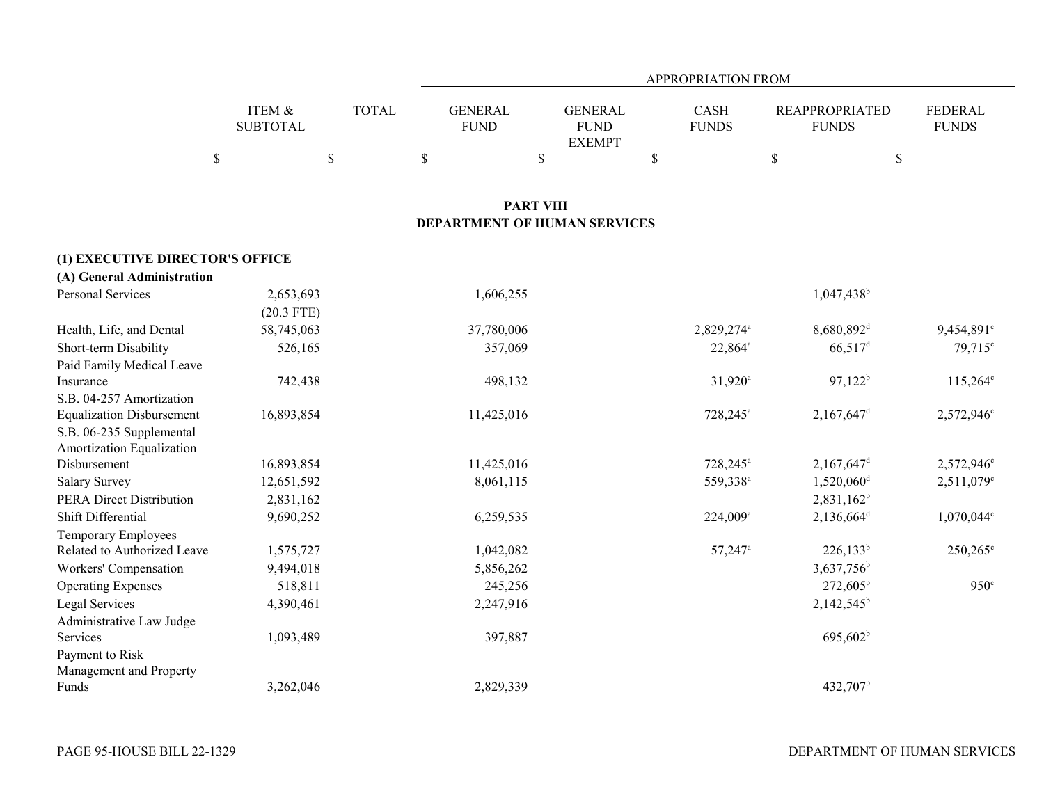## PART VIII
## DEPARTMENT OF HUMAN SERVICES

| | ITEM & SUBTOTAL | TOTAL | GENERAL FUND | GENERAL FUND EXEMPT | CASH FUNDS | REAPPROPRIATED FUNDS | FEDERAL FUNDS |
|---|---|---|---|---|---|---|---|
| | | | APPROPRIATION FROM | | | | |
| | $ | $ | $ | $ | $ | $ | $ |
| **(1) EXECUTIVE DIRECTOR'S OFFICE** | | | | | | | |
| **(A) General Administration** | | | | | | | |
| Personal Services | 2,653,693 | | 1,606,255 | | | 1,047,438[b] | |
| | (20.3 FTE) | | | | | | |
| Health, Life, and Dental | 58,745,063 | | 37,780,006 | | 2,829,274[a] | 8,680,892[d] | 9,454,891[c] |
| Short-term Disability | 526,165 | | 357,069 | | 22,864[a] | 66,517[d] | 79,715[c] |
| Paid Family Medical Leave Insurance | 742,438 | | 498,132 | | 31,920[a] | 97,122[b] | 115,264[c] |
| S.B. 04-257 Amortization Equalization Disbursement | 16,893,854 | | 11,425,016 | | 728,245[a] | 2,167,647[d] | 2,572,946[c] |
| S.B. 06-235 Supplemental Amortization Equalization Disbursement | 16,893,854 | | 11,425,016 | | 728,245[a] | 2,167,647[d] | 2,572,946[c] |
| Salary Survey | 12,651,592 | | 8,061,115 | | 559,338[a] | 1,520,060[d] | 2,511,079[c] |
| PERA Direct Distribution | 2,831,162 | | | | | 2,831,162[b] | |
| Shift Differential | 9,690,252 | | 6,259,535 | | 224,009[a] | 2,136,664[d] | 1,070,044[c] |
| Temporary Employees Related to Authorized Leave | 1,575,727 | | 1,042,082 | | 57,247[a] | 226,133[b] | 250,265[c] |
| Workers' Compensation | 9,494,018 | | 5,856,262 | | | 3,637,756[b] | |
| Operating Expenses | 518,811 | | 245,256 | | | 272,605[b] | 950[c] |
| Legal Services | 4,390,461 | | 2,247,916 | | | 2,142,545[b] | |
| Administrative Law Judge Services | 1,093,489 | | 397,887 | | | 695,602[b] | |
| Payment to Risk Management and Property Funds | 3,262,046 | | 2,829,339 | | | 432,707[b] | |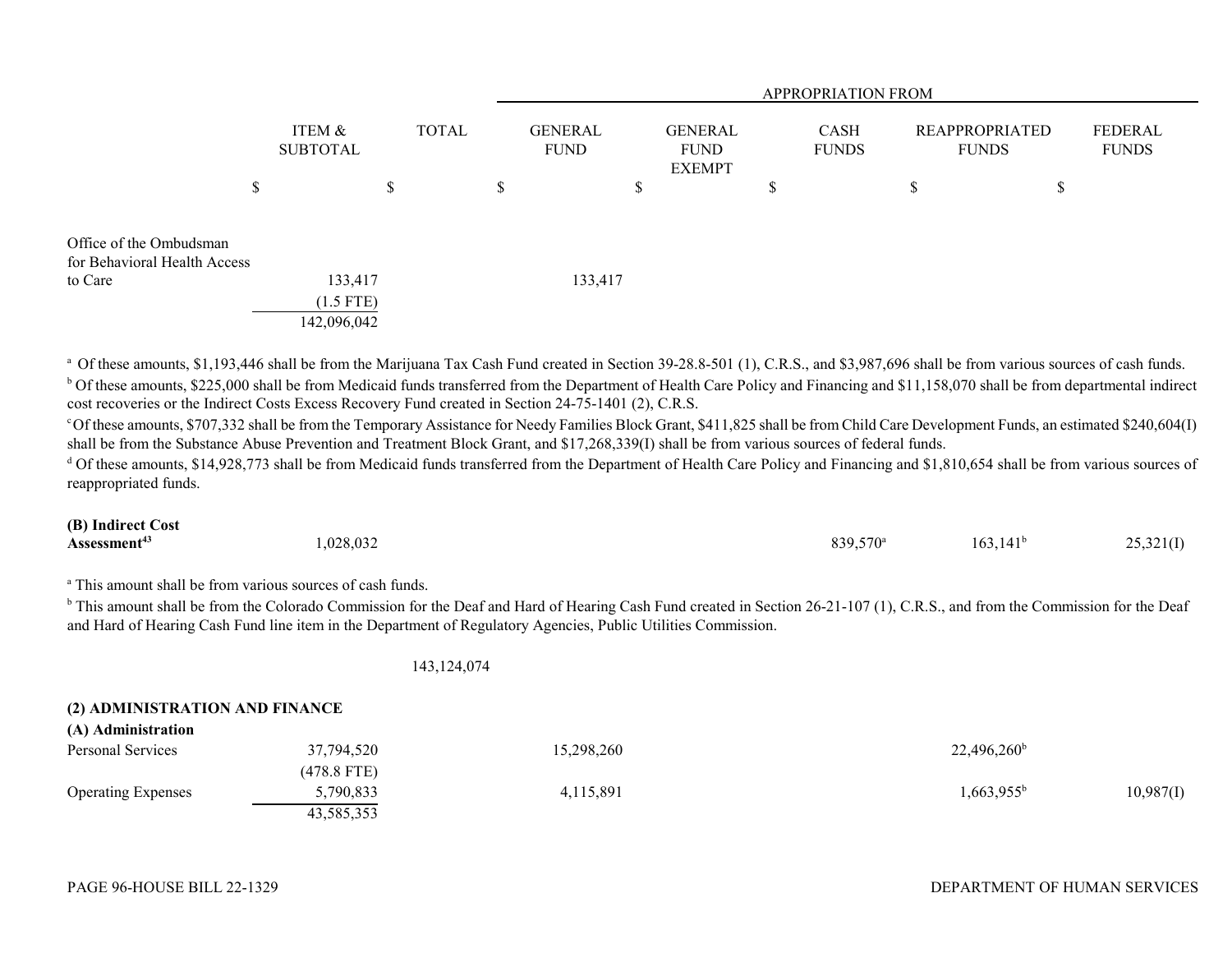| | ITEM & SUBTOTAL | TOTAL | GENERAL FUND | GENERAL FUND EXEMPT | CASH FUNDS | REAPPROPRIATED FUNDS | FEDERAL FUNDS |
|---|---|---|---|---|---|---|---|
| | | | APPROPRIATION FROM | | | | |
| | $ | $ | $ | $ | $ | $ | $ |
| Office of the Ombudsman for Behavioral Health Access to Care | 133,417 | | 133,417 | | | | |
| | (1.5 FTE) | | | | | | |
| | 142,096,042 | | | | | | |

[a] Of these amounts, $1,193,446 shall be from the Marijuana Tax Cash Fund created in Section 39-28.8-501 (1), C.R.S., and $3,987,696 shall be from various sources of cash funds.
[b] Of these amounts, $225,000 shall be from Medicaid funds transferred from the Department of Health Care Policy and Financing and $11,158,070 shall be from departmental indirect cost recoveries or the Indirect Costs Excess Recovery Fund created in Section 24-75-1401 (2), C.R.S.
[c] Of these amounts, $707,332 shall be from the Temporary Assistance for Needy Families Block Grant, $411,825 shall be from Child Care Development Funds, an estimated $240,604(I) shall be from the Substance Abuse Prevention and Treatment Block Grant, and $17,268,339(I) shall be from various sources of federal funds.
[d] Of these amounts, $14,928,773 shall be from Medicaid funds transferred from the Department of Health Care Policy and Financing and $1,810,654 shall be from various sources of reappropriated funds.

| | ITEM & SUBTOTAL | TOTAL | GENERAL FUND | GENERAL FUND EXEMPT | CASH FUNDS | REAPPROPRIATED FUNDS | FEDERAL FUNDS |
|---|---|---|---|---|---|---|---|
| **(B) Indirect Cost Assessment**[43] | 1,028,032 | | | | 839,570[a] | 163,141[b] | 25,321(I) |

[a] This amount shall be from various sources of cash funds.
[b] This amount shall be from the Colorado Commission for the Deaf and Hard of Hearing Cash Fund created in Section 26-21-107 (1), C.R.S., and from the Commission for the Deaf and Hard of Hearing Cash Fund line item in the Department of Regulatory Agencies, Public Utilities Commission.

| | ITEM & SUBTOTAL | TOTAL | GENERAL FUND | GENERAL FUND EXEMPT | CASH FUNDS | REAPPROPRIATED FUNDS | FEDERAL FUNDS |
|---|---|---|---|---|---|---|---|
| | | 143,124,074 | | | | | |

**(2) ADMINISTRATION AND FINANCE**

**(A) Administration**

| | ITEM & SUBTOTAL | TOTAL | GENERAL FUND | GENERAL FUND EXEMPT | CASH FUNDS | REAPPROPRIATED FUNDS | FEDERAL FUNDS |
|---|---|---|---|---|---|---|---|
| Personal Services | 37,794,520 | | 15,298,260 | | | 22,496,260[b] | |
| | (478.8 FTE) | | | | | | |
| Operating Expenses | 5,790,833 | | 4,115,891 | | | 1,663,955[b] | 10,987(I) |
| | 43,585,353 | | | | | | |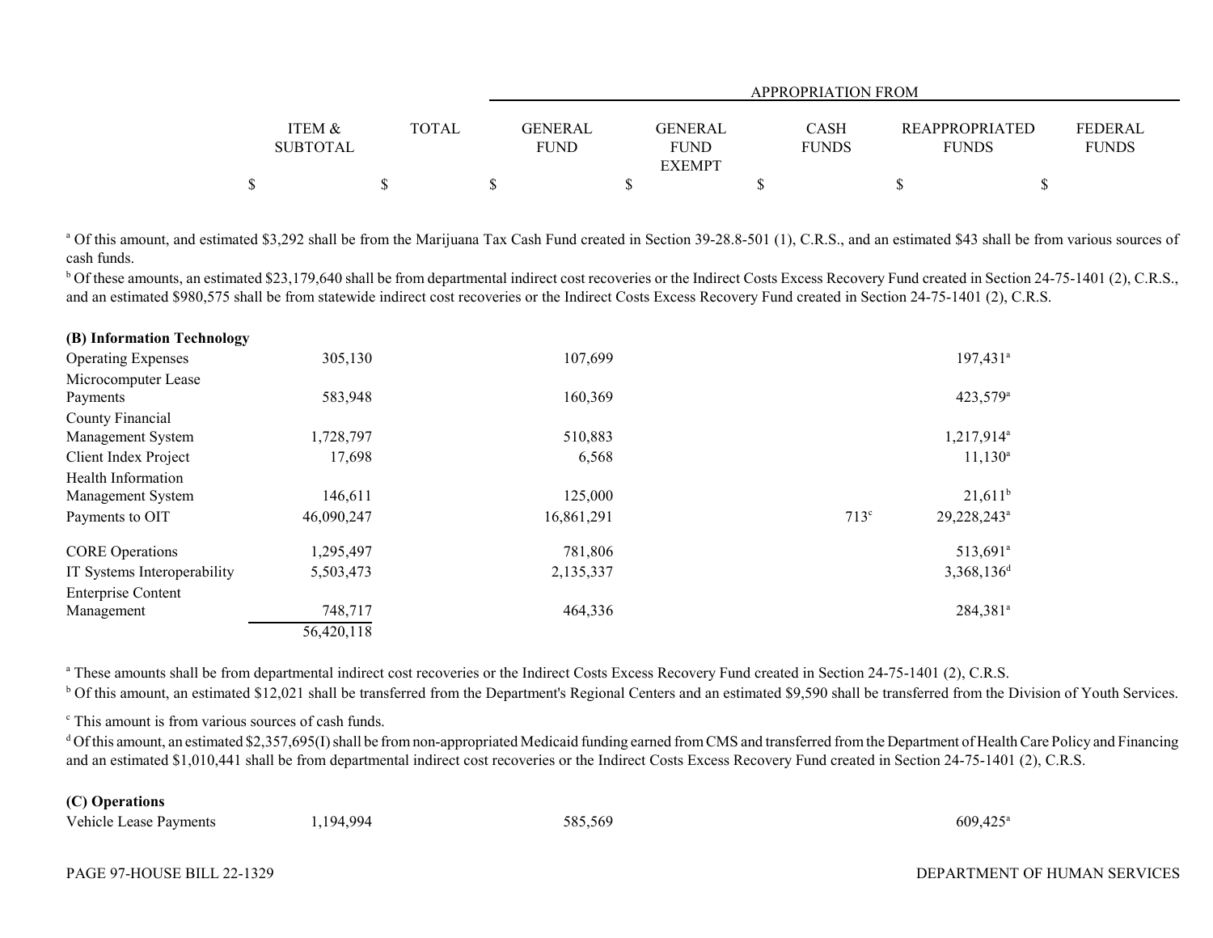| | ITEM & SUBTOTAL | TOTAL | APPROPRIATION FROM | | | | |
|---|---|---|---|---|---|---|---|
| | | | GENERAL FUND | GENERAL FUND EXEMPT | CASH FUNDS | REAPPROPRIATED FUNDS | FEDERAL FUNDS |
| | $ | $ | $ | $ | $ | $ | $ |

[a] Of this amount, and estimated $3,292 shall be from the Marijuana Tax Cash Fund created in Section 39-28.8-501 (1), C.R.S., and an estimated $43 shall be from various sources of cash funds.

[b] Of these amounts, an estimated $23,179,640 shall be from departmental indirect cost recoveries or the Indirect Costs Excess Recovery Fund created in Section 24-75-1401 (2), C.R.S., and an estimated $980,575 shall be from statewide indirect cost recoveries or the Indirect Costs Excess Recovery Fund created in Section 24-75-1401 (2), C.R.S.

| | ITEM & SUBTOTAL | TOTAL | GENERAL FUND | GENERAL FUND EXEMPT | CASH FUNDS | REAPPROPRIATED FUNDS | FEDERAL FUNDS |
|---|---|---|---|---|---|---|---|
| **(B) Information Technology** | | | | | | | |
| Operating Expenses | 305,130 | | 107,699 | | | 197,431[a] | |
| Microcomputer Lease Payments | 583,948 | | 160,369 | | | 423,579[a] | |
| County Financial Management System | 1,728,797 | | 510,883 | | | 1,217,914[a] | |
| Client Index Project | 17,698 | | 6,568 | | | 11,130[a] | |
| Health Information Management System | 146,611 | | 125,000 | | | 21,611[b] | |
| Payments to OIT | 46,090,247 | | 16,861,291 | | 713[c] | 29,228,243[a] | |
| CORE Operations | 1,295,497 | | 781,806 | | | 513,691[a] | |
| IT Systems Interoperability | 5,503,473 | | 2,135,337 | | | 3,368,136[d] | |
| Enterprise Content Management | 748,717 | | 464,336 | | | 284,381[a] | |
| | 56,420,118 | | | | | | |

[a] These amounts shall be from departmental indirect cost recoveries or the Indirect Costs Excess Recovery Fund created in Section 24-75-1401 (2), C.R.S.

[b] Of this amount, an estimated $12,021 shall be transferred from the Department's Regional Centers and an estimated $9,590 shall be transferred from the Division of Youth Services.

[c] This amount is from various sources of cash funds.

[d] Of this amount, an estimated $2,357,695(I) shall be from non-appropriated Medicaid funding earned from CMS and transferred from the Department of Health Care Policy and Financing and an estimated $1,010,441 shall be from departmental indirect cost recoveries or the Indirect Costs Excess Recovery Fund created in Section 24-75-1401 (2), C.R.S.

| | ITEM & SUBTOTAL | TOTAL | GENERAL FUND | GENERAL FUND EXEMPT | CASH FUNDS | REAPPROPRIATED FUNDS | FEDERAL FUNDS |
|---|---|---|---|---|---|---|---|
| **(C) Operations** | | | | | | | |
| Vehicle Lease Payments | 1,194,994 | | 585,569 | | | 609,425[a] | |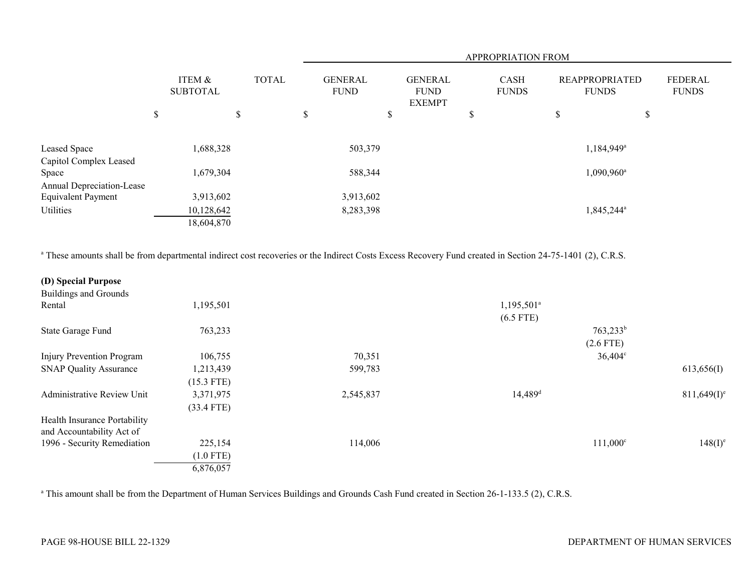| | ITEM & SUBTOTAL | TOTAL | APPROPRIATION FROM | | | | |
|---|---|---|---|---|---|---|---|
| | | | GENERAL FUND | GENERAL FUND EXEMPT | CASH FUNDS | REAPPROPRIATED FUNDS | FEDERAL FUNDS |
| | $ | $ | $ | $ | $ | $ | $ |
| Leased Space | 1,688,328 | | 503,379 | | | 1,184,949[a] | |
| Capitol Complex Leased Space | 1,679,304 | | 588,344 | | | 1,090,960[a] | |
| Annual Depreciation-Lease Equivalent Payment | 3,913,602 | | 3,913,602 | | | | |
| Utilities | 10,128,642 | | 8,283,398 | | | 1,845,244[a] | |
| | 18,604,870 | | | | | | |

[a] These amounts shall be from departmental indirect cost recoveries or the Indirect Costs Excess Recovery Fund created in Section 24-75-1401 (2), C.R.S.

**(D) Special Purpose**

| | ITEM & SUBTOTAL | TOTAL | GENERAL FUND | GENERAL FUND EXEMPT | CASH FUNDS | REAPPROPRIATED FUNDS | FEDERAL FUNDS |
|---|---|---|---|---|---|---|---|
| Buildings and Grounds Rental | 1,195,501 | | | | 1,195,501[a] (6.5 FTE) | | |
| State Garage Fund | 763,233 | | | | | 763,233[b] (2.6 FTE) | |
| Injury Prevention Program | 106,755 | | 70,351 | | | 36,404[c] | |
| SNAP Quality Assurance | 1,213,439 (15.3 FTE) | | 599,783 | | | | 613,656(I) |
| Administrative Review Unit | 3,371,975 (33.4 FTE) | | 2,545,837 | | 14,489[d] | | 811,649(I)[e] |
| Health Insurance Portability and Accountability Act of 1996 - Security Remediation | 225,154 (1.0 FTE) | | 114,006 | | | 111,000[c] | 148(I)[e] |
| | 6,876,057 | | | | | | |

[a] This amount shall be from the Department of Human Services Buildings and Grounds Cash Fund created in Section 26-1-133.5 (2), C.R.S.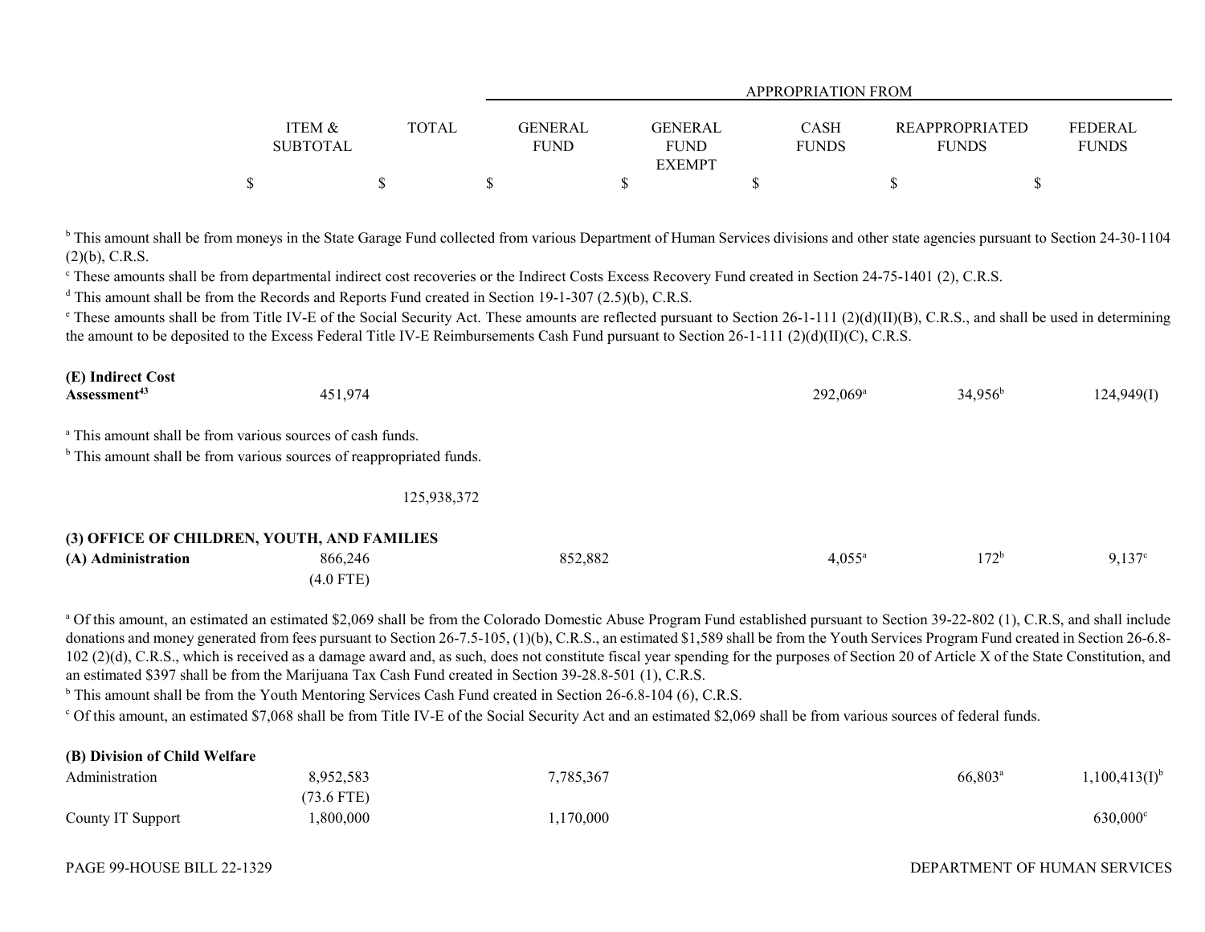| | ITEM & SUBTOTAL | TOTAL | GENERAL FUND | GENERAL FUND EXEMPT | CASH FUNDS | REAPPROPRIATED FUNDS | FEDERAL FUNDS |
|---|---|---|---|---|---|---|---|
| | | | APPROPRIATION FROM | | | | |
| | $ | $ | $ | $ | $ | $ | $ |

[b] This amount shall be from moneys in the State Garage Fund collected from various Department of Human Services divisions and other state agencies pursuant to Section 24-30-1104 (2)(b), C.R.S.

[c] These amounts shall be from departmental indirect cost recoveries or the Indirect Costs Excess Recovery Fund created in Section 24-75-1401 (2), C.R.S.

[d] This amount shall be from the Records and Reports Fund created in Section 19-1-307 (2.5)(b), C.R.S.

[e] These amounts shall be from Title IV-E of the Social Security Act. These amounts are reflected pursuant to Section 26-1-111 (2)(d)(II)(B), C.R.S., and shall be used in determining the amount to be deposited to the Excess Federal Title IV-E Reimbursements Cash Fund pursuant to Section 26-1-111 (2)(d)(II)(C), C.R.S.

| | ITEM & SUBTOTAL | TOTAL | GENERAL FUND | GENERAL FUND EXEMPT | CASH FUNDS | REAPPROPRIATED FUNDS | FEDERAL FUNDS |
|---|---|---|---|---|---|---|---|
| **(E) Indirect Cost Assessment**[43] | 451,974 | | | | 292,069[a] | 34,956[b] | 124,949(I) |

[a] This amount shall be from various sources of cash funds.

[b] This amount shall be from various sources of reappropriated funds.

| | ITEM & SUBTOTAL | TOTAL | GENERAL FUND | GENERAL FUND EXEMPT | CASH FUNDS | REAPPROPRIATED FUNDS | FEDERAL FUNDS |
|---|---|---|---|---|---|---|---|
| | | 125,938,372 | | | | | |

**(3) OFFICE OF CHILDREN, YOUTH, AND FAMILIES**

| | ITEM & SUBTOTAL | TOTAL | GENERAL FUND | GENERAL FUND EXEMPT | CASH FUNDS | REAPPROPRIATED FUNDS | FEDERAL FUNDS |
|---|---|---|---|---|---|---|---|
| **(A) Administration** | 866,246 (4.0 FTE) | | 852,882 | | 4,055[a] | 172[b] | 9,137[c] |

[a] Of this amount, an estimated an estimated $2,069 shall be from the Colorado Domestic Abuse Program Fund established pursuant to Section 39-22-802 (1), C.R.S, and shall include donations and money generated from fees pursuant to Section 26-7.5-105, (1)(b), C.R.S., an estimated $1,589 shall be from the Youth Services Program Fund created in Section 26-6.8-102 (2)(d), C.R.S., which is received as a damage award and, as such, does not constitute fiscal year spending for the purposes of Section 20 of Article X of the State Constitution, and an estimated $397 shall be from the Marijuana Tax Cash Fund created in Section 39-28.8-501 (1), C.R.S.

[b] This amount shall be from the Youth Mentoring Services Cash Fund created in Section 26-6.8-104 (6), C.R.S.

[c] Of this amount, an estimated $7,068 shall be from Title IV-E of the Social Security Act and an estimated $2,069 shall be from various sources of federal funds.

| | ITEM & SUBTOTAL | TOTAL | GENERAL FUND | GENERAL FUND EXEMPT | CASH FUNDS | REAPPROPRIATED FUNDS | FEDERAL FUNDS |
|---|---|---|---|---|---|---|---|
| **(B) Division of Child Welfare** | | | | | | | |
| Administration | 8,952,583 (73.6 FTE) | | 7,785,367 | | | 66,803[a] | 1,100,413(I)[b] |
| County IT Support | 1,800,000 | | 1,170,000 | | | | 630,000[c] |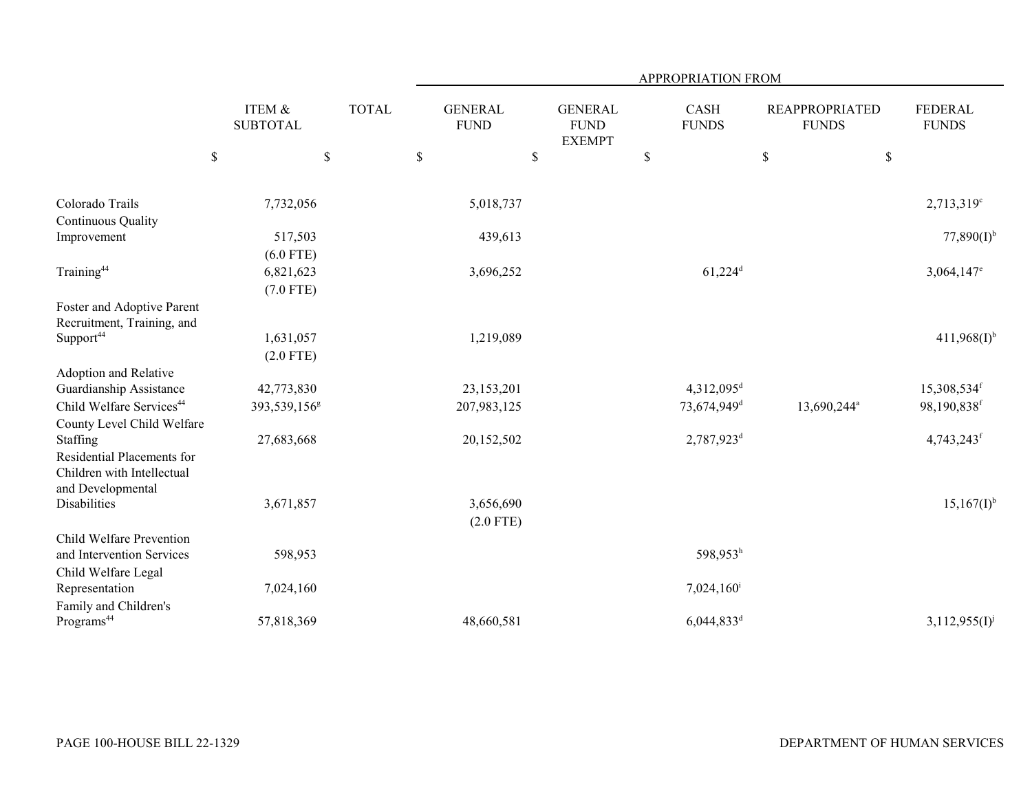| | ITEM & SUBTOTAL | TOTAL | APPROPRIATION FROM GENERAL FUND | GENERAL FUND EXEMPT | CASH FUNDS | REAPPROPRIATED FUNDS | FEDERAL FUNDS |
|---|---|---|---|---|---|---|---|
| | $ | $ | $ | $ | $ | $ | $ |
| Colorado Trails | 7,732,056 | | 5,018,737 | | | | 2,713,319[c] |
| Continuous Quality Improvement | 517,503 (6.0 FTE) | | 439,613 | | | | 77,890(I)[b] |
| Training[44] | 6,821,623 (7.0 FTE) | | 3,696,252 | | 61,224[d] | | 3,064,147[e] |
| Foster and Adoptive Parent Recruitment, Training, and Support[44] | 1,631,057 (2.0 FTE) | | 1,219,089 | | | | 411,968(I)[b] |
| Adoption and Relative Guardianship Assistance | 42,773,830 | | 23,153,201 | | 4,312,095[d] | | 15,308,534[f] |
| Child Welfare Services[44] | 393,539,156[g] | | 207,983,125 | | 73,674,949[d] | 13,690,244[a] | 98,190,838[f] |
| County Level Child Welfare Staffing | 27,683,668 | | 20,152,502 | | 2,787,923[d] | | 4,743,243[f] |
| Residential Placements for Children with Intellectual and Developmental Disabilities | 3,671,857 | | 3,656,690 (2.0 FTE) | | | | 15,167(I)[b] |
| Child Welfare Prevention and Intervention Services | 598,953 | | | | 598,953[h] | | |
| Child Welfare Legal Representation | 7,024,160 | | | | 7,024,160[i] | | |
| Family and Children's Programs[44] | 57,818,369 | | 48,660,581 | | 6,044,833[d] | | 3,112,955(I)[j] |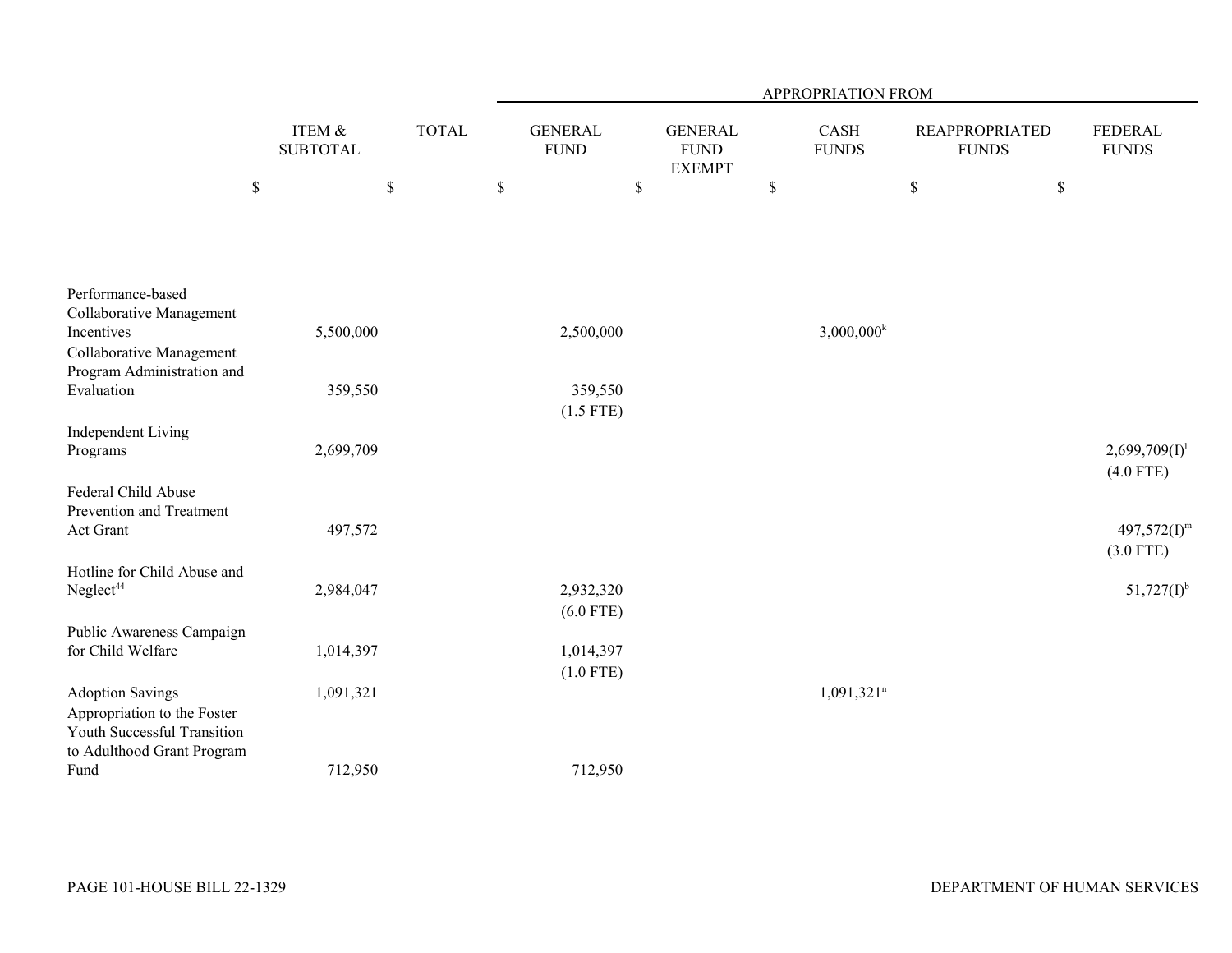| | ITEM & SUBTOTAL | TOTAL | GENERAL FUND | GENERAL FUND EXEMPT | CASH FUNDS | REAPPROPRIATED FUNDS | FEDERAL FUNDS |
|---|---|---|---|---|---|---|---|
| | | | APPROPRIATION FROM | | | | |
| | $ | $ | $ | $ | $ | $ | $ |
| Performance-based Collaborative Management Incentives | 5,500,000 | | 2,500,000 | | 3,000,000[k] | | |
| Collaborative Management Program Administration and Evaluation | 359,550 | | 359,550 (1.5 FTE) | | | | |
| Independent Living Programs | 2,699,709 | | | | | | 2,699,709(I)[l] (4.0 FTE) |
| Federal Child Abuse Prevention and Treatment Act Grant | 497,572 | | | | | | 497,572(I)[m] (3.0 FTE) |
| Hotline for Child Abuse and Neglect[44] | 2,984,047 | | 2,932,320 (6.0 FTE) | | | | 51,727(I)[b] |
| Public Awareness Campaign for Child Welfare | 1,014,397 | | 1,014,397 (1.0 FTE) | | | | |
| Adoption Savings | 1,091,321 | | | | 1,091,321[n] | | |
| Appropriation to the Foster Youth Successful Transition to Adulthood Grant Program Fund | 712,950 | | 712,950 | | | | |

PAGE 101-HOUSE BILL 22-1329

DEPARTMENT OF HUMAN SERVICES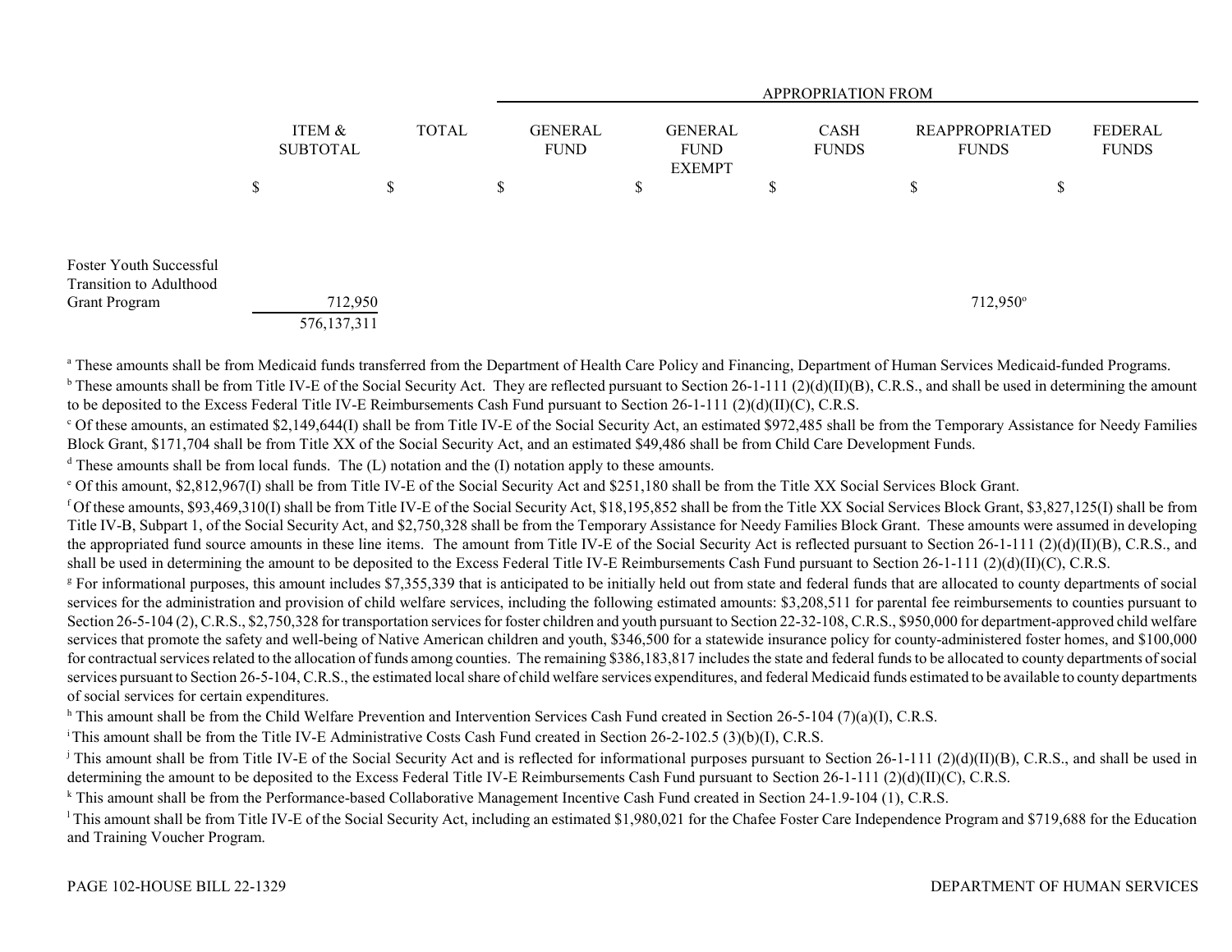| | ITEM & SUBTOTAL | TOTAL | APPROPRIATION FROM | | | | |
|---|---|---|---|---|---|---|---|
| | | | GENERAL FUND | GENERAL FUND EXEMPT | CASH FUNDS | REAPPROPRIATED FUNDS | FEDERAL FUNDS |
| | $ | $ | $ | $ | $ | $ | $ |
| Foster Youth Successful Transition to Adulthood Grant Program | 712,950 | | | | | 712,950[o] | |
| | 576,137,311 | | | | | | |

[a] These amounts shall be from Medicaid funds transferred from the Department of Health Care Policy and Financing, Department of Human Services Medicaid-funded Programs.

[b] These amounts shall be from Title IV-E of the Social Security Act. They are reflected pursuant to Section 26-1-111 (2)(d)(II)(B), C.R.S., and shall be used in determining the amount to be deposited to the Excess Federal Title IV-E Reimbursements Cash Fund pursuant to Section 26-1-111 (2)(d)(II)(C), C.R.S.

[c] Of these amounts, an estimated $2,149,644(I) shall be from Title IV-E of the Social Security Act, an estimated $972,485 shall be from the Temporary Assistance for Needy Families Block Grant, $171,704 shall be from Title XX of the Social Security Act, and an estimated $49,486 shall be from Child Care Development Funds.

[d] These amounts shall be from local funds. The (L) notation and the (I) notation apply to these amounts.

[e] Of this amount, $2,812,967(I) shall be from Title IV-E of the Social Security Act and $251,180 shall be from the Title XX Social Services Block Grant.

[f] Of these amounts, $93,469,310(I) shall be from Title IV-E of the Social Security Act, $18,195,852 shall be from the Title XX Social Services Block Grant, $3,827,125(I) shall be from Title IV-B, Subpart 1, of the Social Security Act, and $2,750,328 shall be from the Temporary Assistance for Needy Families Block Grant. These amounts were assumed in developing the appropriated fund source amounts in these line items. The amount from Title IV-E of the Social Security Act is reflected pursuant to Section 26-1-111 (2)(d)(II)(B), C.R.S., and shall be used in determining the amount to be deposited to the Excess Federal Title IV-E Reimbursements Cash Fund pursuant to Section 26-1-111 (2)(d)(II)(C), C.R.S.

[g] For informational purposes, this amount includes $7,355,339 that is anticipated to be initially held out from state and federal funds that are allocated to county departments of social services for the administration and provision of child welfare services, including the following estimated amounts: $3,208,511 for parental fee reimbursements to counties pursuant to Section 26-5-104 (2), C.R.S., $2,750,328 for transportation services for foster children and youth pursuant to Section 22-32-108, C.R.S., $950,000 for department-approved child welfare services that promote the safety and well-being of Native American children and youth, $346,500 for a statewide insurance policy for county-administered foster homes, and $100,000 for contractual services related to the allocation of funds among counties. The remaining $386,183,817 includes the state and federal funds to be allocated to county departments of social services pursuant to Section 26-5-104, C.R.S., the estimated local share of child welfare services expenditures, and federal Medicaid funds estimated to be available to county departments of social services for certain expenditures.

[h] This amount shall be from the Child Welfare Prevention and Intervention Services Cash Fund created in Section 26-5-104 (7)(a)(I), C.R.S.

[i] This amount shall be from the Title IV-E Administrative Costs Cash Fund created in Section 26-2-102.5 (3)(b)(I), C.R.S.

[j] This amount shall be from Title IV-E of the Social Security Act and is reflected for informational purposes pursuant to Section 26-1-111 (2)(d)(II)(B), C.R.S., and shall be used in determining the amount to be deposited to the Excess Federal Title IV-E Reimbursements Cash Fund pursuant to Section 26-1-111 (2)(d)(II)(C), C.R.S.

[k] This amount shall be from the Performance-based Collaborative Management Incentive Cash Fund created in Section 24-1.9-104 (1), C.R.S.

[l] This amount shall be from Title IV-E of the Social Security Act, including an estimated $1,980,021 for the Chafee Foster Care Independence Program and $719,688 for the Education and Training Voucher Program.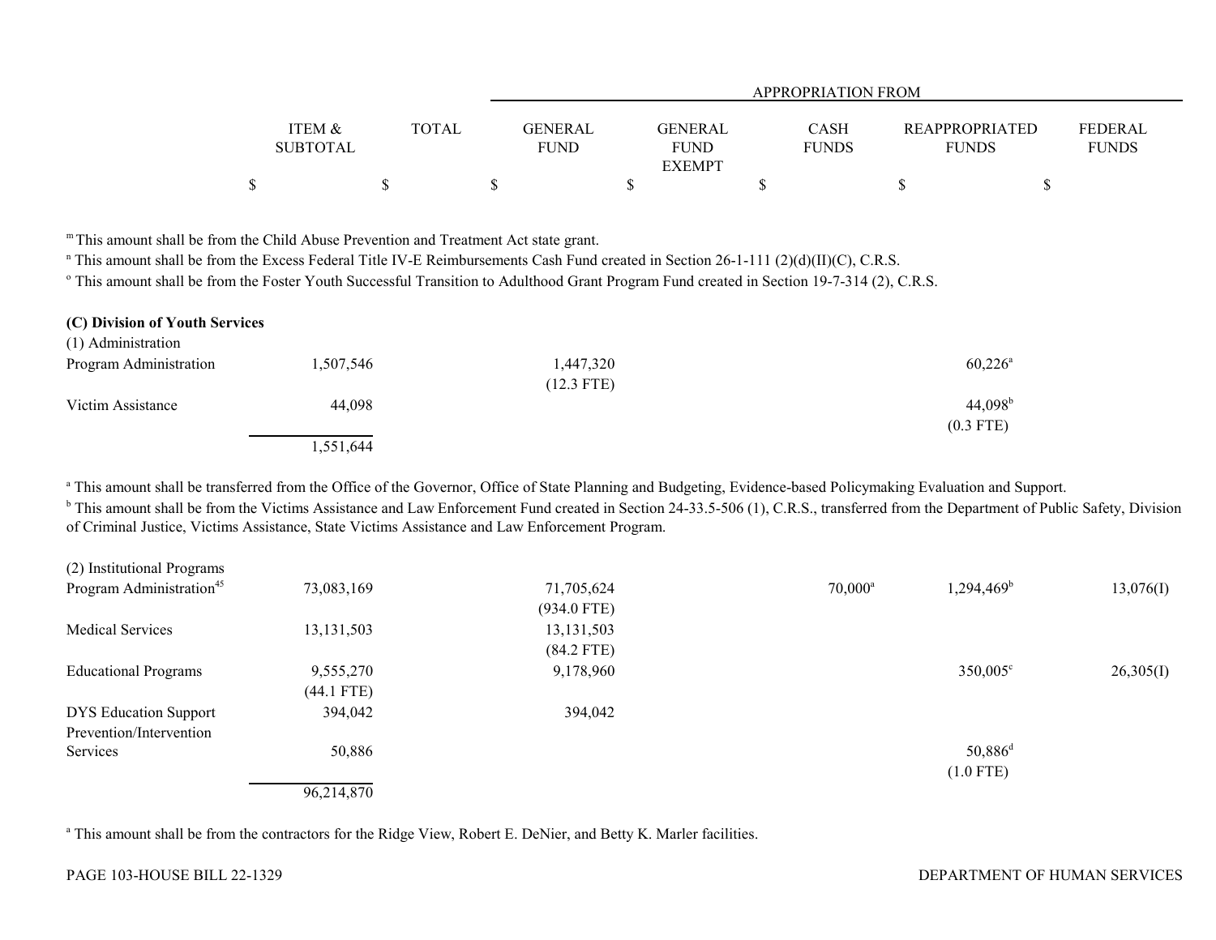| | ITEM & SUBTOTAL | TOTAL | GENERAL FUND | GENERAL FUND EXEMPT | CASH FUNDS | REAPPROPRIATED FUNDS | FEDERAL FUNDS |
|---|---|---|---|---|---|---|---|
| | $ | $ | $ | $ | $ | $ | $ |

[m] This amount shall be from the Child Abuse Prevention and Treatment Act state grant.
[n] This amount shall be from the Excess Federal Title IV-E Reimbursements Cash Fund created in Section 26-1-111 (2)(d)(II)(C), C.R.S.
[o] This amount shall be from the Foster Youth Successful Transition to Adulthood Grant Program Fund created in Section 19-7-314 (2), C.R.S.

**(C) Division of Youth Services**

(1) Administration

| | ITEM & SUBTOTAL | TOTAL | GENERAL FUND | GENERAL FUND EXEMPT | CASH FUNDS | REAPPROPRIATED FUNDS | FEDERAL FUNDS |
|---|---|---|---|---|---|---|---|
| Program Administration | 1,507,546 | | 1,447,320 (12.3 FTE) | | | 60,226[a] | |
| Victim Assistance | 44,098 | | | | | 44,098[b] (0.3 FTE) | |
| | 1,551,644 | | | | | | |

[a] This amount shall be transferred from the Office of the Governor, Office of State Planning and Budgeting, Evidence-based Policymaking Evaluation and Support.
[b] This amount shall be from the Victims Assistance and Law Enforcement Fund created in Section 24-33.5-506 (1), C.R.S., transferred from the Department of Public Safety, Division of Criminal Justice, Victims Assistance, State Victims Assistance and Law Enforcement Program.

(2) Institutional Programs

| | ITEM & SUBTOTAL | TOTAL | GENERAL FUND | GENERAL FUND EXEMPT | CASH FUNDS | REAPPROPRIATED FUNDS | FEDERAL FUNDS |
|---|---|---|---|---|---|---|---|
| Program Administration[45] | 73,083,169 | | 71,705,624 (934.0 FTE) | | 70,000[a] | 1,294,469[b] | 13,076(I) |
| Medical Services | 13,131,503 | | 13,131,503 (84.2 FTE) | | | | |
| Educational Programs | 9,555,270 (44.1 FTE) | | 9,178,960 | | | 350,005[c] | 26,305(I) |
| DYS Education Support | 394,042 | | 394,042 | | | | |
| Prevention/Intervention Services | 50,886 | | | | | 50,886[d] (1.0 FTE) | |
| | 96,214,870 | | | | | | |

[a] This amount shall be from the contractors for the Ridge View, Robert E. DeNier, and Betty K. Marler facilities.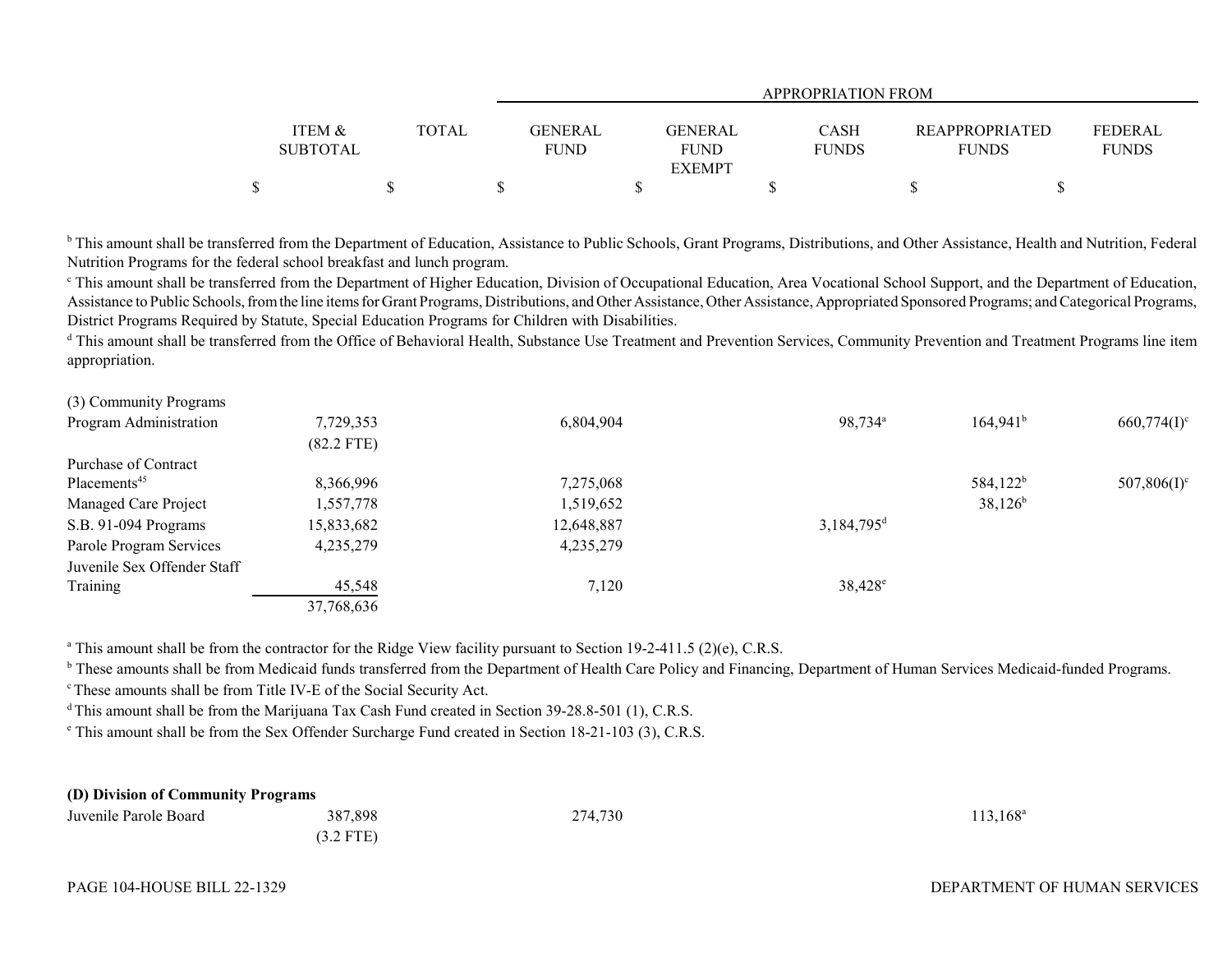| | ITEM & SUBTOTAL | TOTAL | GENERAL FUND | GENERAL FUND EXEMPT | CASH FUNDS | REAPPROPRIATED FUNDS | FEDERAL FUNDS |
|---|---|---|---|---|---|---|---|
| | | | APPROPRIATION FROM | | | | |
| | $ | $ | $ | $ | $ | $ | $ |

[b] This amount shall be transferred from the Department of Education, Assistance to Public Schools, Grant Programs, Distributions, and Other Assistance, Health and Nutrition, Federal Nutrition Programs for the federal school breakfast and lunch program.

[c] This amount shall be transferred from the Department of Higher Education, Division of Occupational Education, Area Vocational School Support, and the Department of Education, Assistance to Public Schools, from the line items for Grant Programs, Distributions, and Other Assistance, Other Assistance, Appropriated Sponsored Programs; and Categorical Programs, District Programs Required by Statute, Special Education Programs for Children with Disabilities.

[d] This amount shall be transferred from the Office of Behavioral Health, Substance Use Treatment and Prevention Services, Community Prevention and Treatment Programs line item appropriation.

| | ITEM & SUBTOTAL | TOTAL | GENERAL FUND | GENERAL FUND EXEMPT | CASH FUNDS | REAPPROPRIATED FUNDS | FEDERAL FUNDS |
|---|---|---|---|---|---|---|---|
| (3) Community Programs | | | | | | | |
| Program Administration | 7,729,353 | | 6,804,904 | | 98,734[a] | 164,941[b] | 660,774(I)[c] |
| | (82.2 FTE) | | | | | | |
| Purchase of Contract Placements[45] | 8,366,996 | | 7,275,068 | | | 584,122[b] | 507,806(I)[c] |
| Managed Care Project | 1,557,778 | | 1,519,652 | | | 38,126[b] | |
| S.B. 91-094 Programs | 15,833,682 | | 12,648,887 | | 3,184,795[d] | | |
| Parole Program Services | 4,235,279 | | 4,235,279 | | | | |
| Juvenile Sex Offender Staff Training | 45,548 | | 7,120 | | 38,428[e] | | |
| | 37,768,636 | | | | | | |

[a] This amount shall be from the contractor for the Ridge View facility pursuant to Section 19-2-411.5 (2)(e), C.R.S.

[b] These amounts shall be from Medicaid funds transferred from the Department of Health Care Policy and Financing, Department of Human Services Medicaid-funded Programs.

[c] These amounts shall be from Title IV-E of the Social Security Act.

[d] This amount shall be from the Marijuana Tax Cash Fund created in Section 39-28.8-501 (1), C.R.S.

[e] This amount shall be from the Sex Offender Surcharge Fund created in Section 18-21-103 (3), C.R.S.

| | ITEM & SUBTOTAL | TOTAL | GENERAL FUND | GENERAL FUND EXEMPT | CASH FUNDS | REAPPROPRIATED FUNDS | FEDERAL FUNDS |
|---|---|---|---|---|---|---|---|
| **(D) Division of Community Programs** | | | | | | | |
| Juvenile Parole Board | 387,898 | | 274,730 | | | 113,168[a] | |
| | (3.2 FTE) | | | | | | |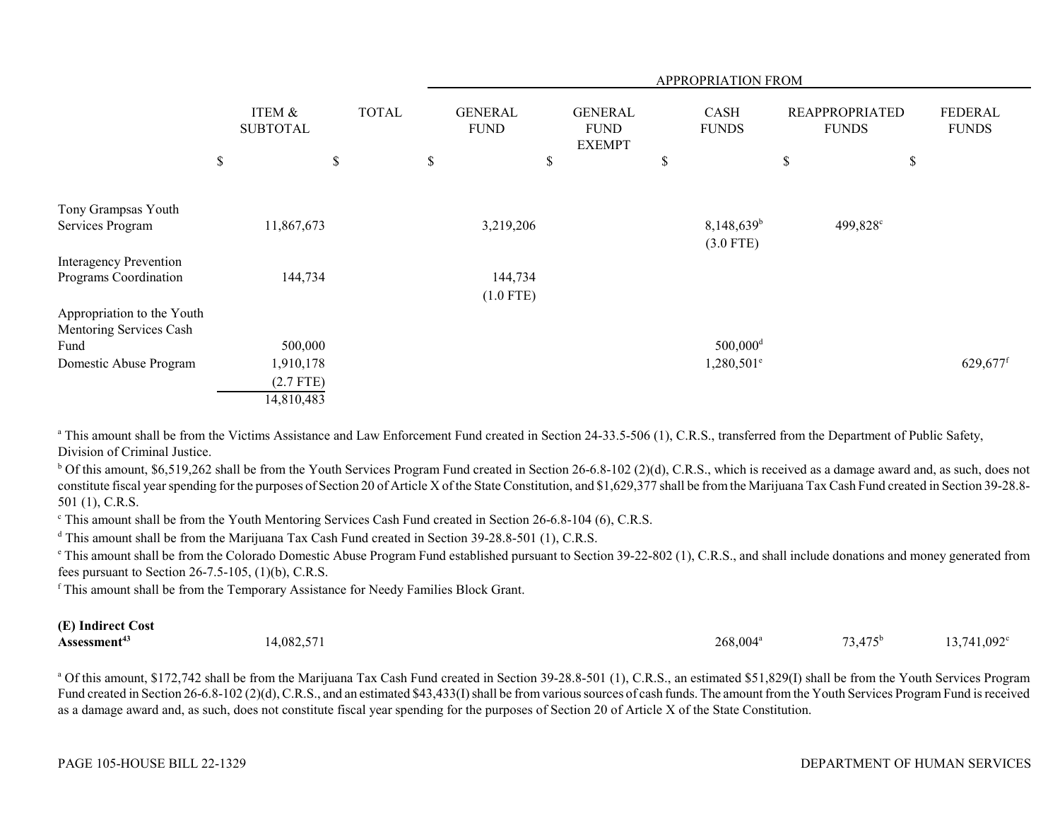| | ITEM & SUBTOTAL | TOTAL | APPROPRIATION FROM GENERAL FUND | GENERAL FUND EXEMPT | CASH FUNDS | REAPPROPRIATED FUNDS | FEDERAL FUNDS |
|---|---|---|---|---|---|---|---|
| | $ | $ | $ | $ | $ | $ | $ |
| Tony Grampsas Youth Services Program | 11,867,673 | | 3,219,206 | | 8,148,639[b] (3.0 FTE) | 499,828[c] | |
| Interagency Prevention Programs Coordination | 144,734 | | 144,734 (1.0 FTE) | | | | |
| Appropriation to the Youth Mentoring Services Cash Fund | 500,000 | | | | 500,000[d] | | |
| Domestic Abuse Program | 1,910,178 (2.7 FTE) | | | | 1,280,501[e] | | 629,677[f] |
| | 14,810,483 | | | | | | |

[a] This amount shall be from the Victims Assistance and Law Enforcement Fund created in Section 24-33.5-506 (1), C.R.S., transferred from the Department of Public Safety, Division of Criminal Justice.

[b] Of this amount, $6,519,262 shall be from the Youth Services Program Fund created in Section 26-6.8-102 (2)(d), C.R.S., which is received as a damage award and, as such, does not constitute fiscal year spending for the purposes of Section 20 of Article X of the State Constitution, and $1,629,377 shall be from the Marijuana Tax Cash Fund created in Section 39-28.8-501 (1), C.R.S.

[c] This amount shall be from the Youth Mentoring Services Cash Fund created in Section 26-6.8-104 (6), C.R.S.

[d] This amount shall be from the Marijuana Tax Cash Fund created in Section 39-28.8-501 (1), C.R.S.

[e] This amount shall be from the Colorado Domestic Abuse Program Fund established pursuant to Section 39-22-802 (1), C.R.S., and shall include donations and money generated from fees pursuant to Section 26-7.5-105, (1)(b), C.R.S.

[f] This amount shall be from the Temporary Assistance for Needy Families Block Grant.

| | ITEM & SUBTOTAL | TOTAL | GENERAL FUND | GENERAL FUND EXEMPT | CASH FUNDS | REAPPROPRIATED FUNDS | FEDERAL FUNDS |
|---|---|---|---|---|---|---|---|
| **(E) Indirect Cost Assessment[43]** | 14,082,571 | | | | 268,004[a] | 73,475[b] | 13,741,092[c] |

[a] Of this amount, $172,742 shall be from the Marijuana Tax Cash Fund created in Section 39-28.8-501 (1), C.R.S., an estimated $51,829(I) shall be from the Youth Services Program Fund created in Section 26-6.8-102 (2)(d), C.R.S., and an estimated $43,433(I) shall be from various sources of cash funds. The amount from the Youth Services Program Fund is received as a damage award and, as such, does not constitute fiscal year spending for the purposes of Section 20 of Article X of the State Constitution.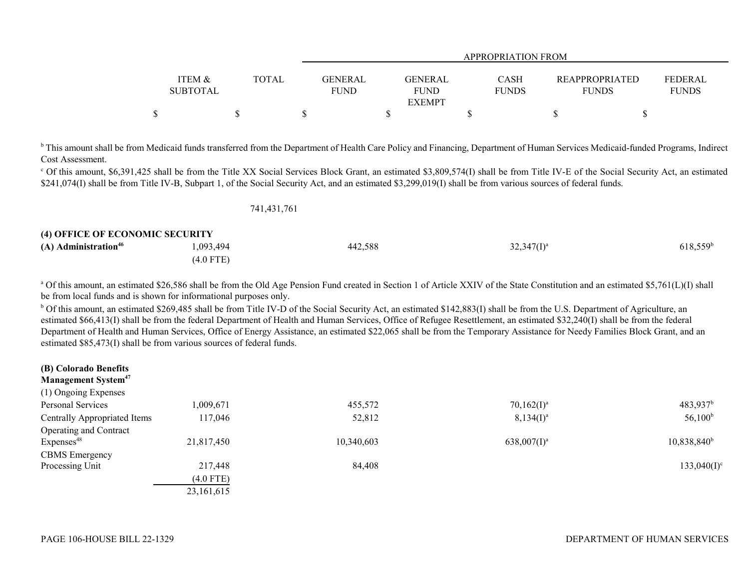| | ITEM & SUBTOTAL | TOTAL | GENERAL FUND | GENERAL FUND EXEMPT | CASH FUNDS | REAPPROPRIATED FUNDS | FEDERAL FUNDS |
|---|---|---|---|---|---|---|---|
| | $ | $ | $ | $ | $ | $ | $ |

[b] This amount shall be from Medicaid funds transferred from the Department of Health Care Policy and Financing, Department of Human Services Medicaid-funded Programs, Indirect Cost Assessment.

[c] Of this amount, $6,391,425 shall be from the Title XX Social Services Block Grant, an estimated $3,809,574(I) shall be from Title IV-E of the Social Security Act, an estimated $241,074(I) shall be from Title IV-B, Subpart 1, of the Social Security Act, and an estimated $3,299,019(I) shall be from various sources of federal funds.

| | ITEM & SUBTOTAL | TOTAL | GENERAL FUND | GENERAL FUND EXEMPT | CASH FUNDS | REAPPROPRIATED FUNDS | FEDERAL FUNDS |
|---|---|---|---|---|---|---|---|
| | | 741,431,761 | | | | | |

**(4) OFFICE OF ECONOMIC SECURITY**

| | ITEM & SUBTOTAL | TOTAL | GENERAL FUND | GENERAL FUND EXEMPT | CASH FUNDS | REAPPROPRIATED FUNDS | FEDERAL FUNDS |
|---|---|---|---|---|---|---|---|
| **(A) Administration**[46] | 1,093,494 | | 442,588 | | 32,347(I)[a] | | 618,559[b] |
| | (4.0 FTE) | | | | | | |

[a] Of this amount, an estimated $26,586 shall be from the Old Age Pension Fund created in Section 1 of Article XXIV of the State Constitution and an estimated $5,761(L)(I) shall be from local funds and is shown for informational purposes only.

[b] Of this amount, an estimated $269,485 shall be from Title IV-D of the Social Security Act, an estimated $142,883(I) shall be from the U.S. Department of Agriculture, an estimated $66,413(I) shall be from the federal Department of Health and Human Services, Office of Refugee Resettlement, an estimated $32,240(I) shall be from the federal Department of Health and Human Services, Office of Energy Assistance, an estimated $22,065 shall be from the Temporary Assistance for Needy Families Block Grant, and an estimated $85,473(I) shall be from various sources of federal funds.

**(B) Colorado Benefits Management System**[47]

| | ITEM & SUBTOTAL | TOTAL | GENERAL FUND | GENERAL FUND EXEMPT | CASH FUNDS | REAPPROPRIATED FUNDS | FEDERAL FUNDS |
|---|---|---|---|---|---|---|---|
| (1) Ongoing Expenses | | | | | | | |
| Personal Services | 1,009,671 | | 455,572 | | 70,162(I)[a] | | 483,937[b] |
| Centrally Appropriated Items | 117,046 | | 52,812 | | 8,134(I)[a] | | 56,100[b] |
| Operating and Contract Expenses[48] | 21,817,450 | | 10,340,603 | | 638,007(I)[a] | | 10,838,840[b] |
| CBMS Emergency Processing Unit | 217,448 | | 84,408 | | | | 133,040(I)[c] |
| | (4.0 FTE) | | | | | | |
| | 23,161,615 | | | | | | |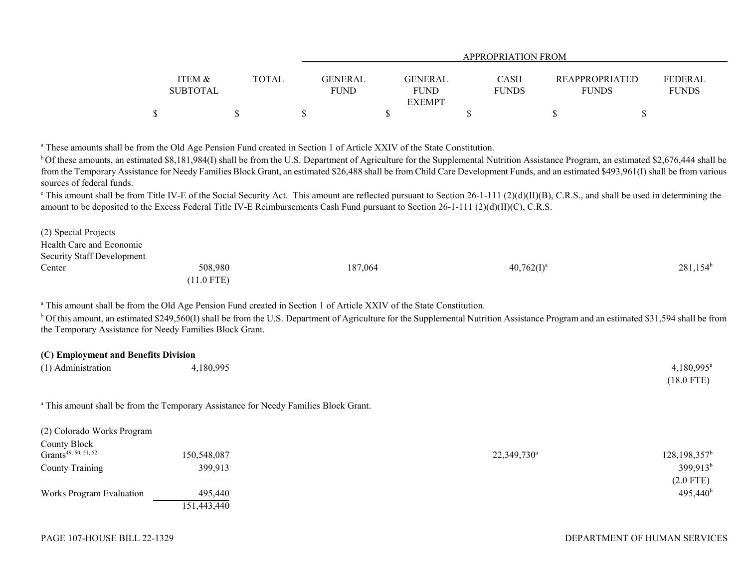| | ITEM & SUBTOTAL | TOTAL | APPROPRIATION FROM | | | | |
|---|---|---|---|---|---|---|---|
| | | | GENERAL FUND | GENERAL FUND EXEMPT | CASH FUNDS | REAPPROPRIATED FUNDS | FEDERAL FUNDS |
| | $ | $ | $ | $ | $ | $ | $ |

[a] These amounts shall be from the Old Age Pension Fund created in Section 1 of Article XXIV of the State Constitution.

[b] Of these amounts, an estimated $8,181,984(I) shall be from the U.S. Department of Agriculture for the Supplemental Nutrition Assistance Program, an estimated $2,676,444 shall be from the Temporary Assistance for Needy Families Block Grant, an estimated $26,488 shall be from Child Care Development Funds, and an estimated $493,961(I) shall be from various sources of federal funds.

[c] This amount shall be from Title IV-E of the Social Security Act. This amount are reflected pursuant to Section 26-1-111 (2)(d)(II)(B), C.R.S., and shall be used in determining the amount to be deposited to the Excess Federal Title IV-E Reimbursements Cash Fund pursuant to Section 26-1-111 (2)(d)(II)(C), C.R.S.

| | ITEM & SUBTOTAL | TOTAL | GENERAL FUND | GENERAL FUND EXEMPT | CASH FUNDS | REAPPROPRIATED FUNDS | FEDERAL FUNDS |
|---|---|---|---|---|---|---|---|
| (2) Special Projects | | | | | | | |
| Health Care and Economic Security Staff Development Center | 508,980 (11.0 FTE) | | 187,064 | | 40,762(I)[a] | | 281,154[b] |

[a] This amount shall be from the Old Age Pension Fund created in Section 1 of Article XXIV of the State Constitution.

[b] Of this amount, an estimated $249,560(I) shall be from the U.S. Department of Agriculture for the Supplemental Nutrition Assistance Program and an estimated $31,594 shall be from the Temporary Assistance for Needy Families Block Grant.

**(C) Employment and Benefits Division**

| | ITEM & SUBTOTAL | TOTAL | GENERAL FUND | GENERAL FUND EXEMPT | CASH FUNDS | REAPPROPRIATED FUNDS | FEDERAL FUNDS |
|---|---|---|---|---|---|---|---|
| (1) Administration | 4,180,995 | | | | | | 4,180,995[a] (18.0 FTE) |

[a] This amount shall be from the Temporary Assistance for Needy Families Block Grant.

| | ITEM & SUBTOTAL | TOTAL | GENERAL FUND | GENERAL FUND EXEMPT | CASH FUNDS | REAPPROPRIATED FUNDS | FEDERAL FUNDS |
|---|---|---|---|---|---|---|---|
| (2) Colorado Works Program | | | | | | | |
| County Block Grants[49, 50, 51, 52] | 150,548,087 | | | | 22,349,730[a] | | 128,198,357[b] |
| County Training | 399,913 | | | | | | 399,913[b] (2.0 FTE) |
| Works Program Evaluation | 495,440 | | | | | | 495,440[b] |
| | 151,443,440 | | | | | | |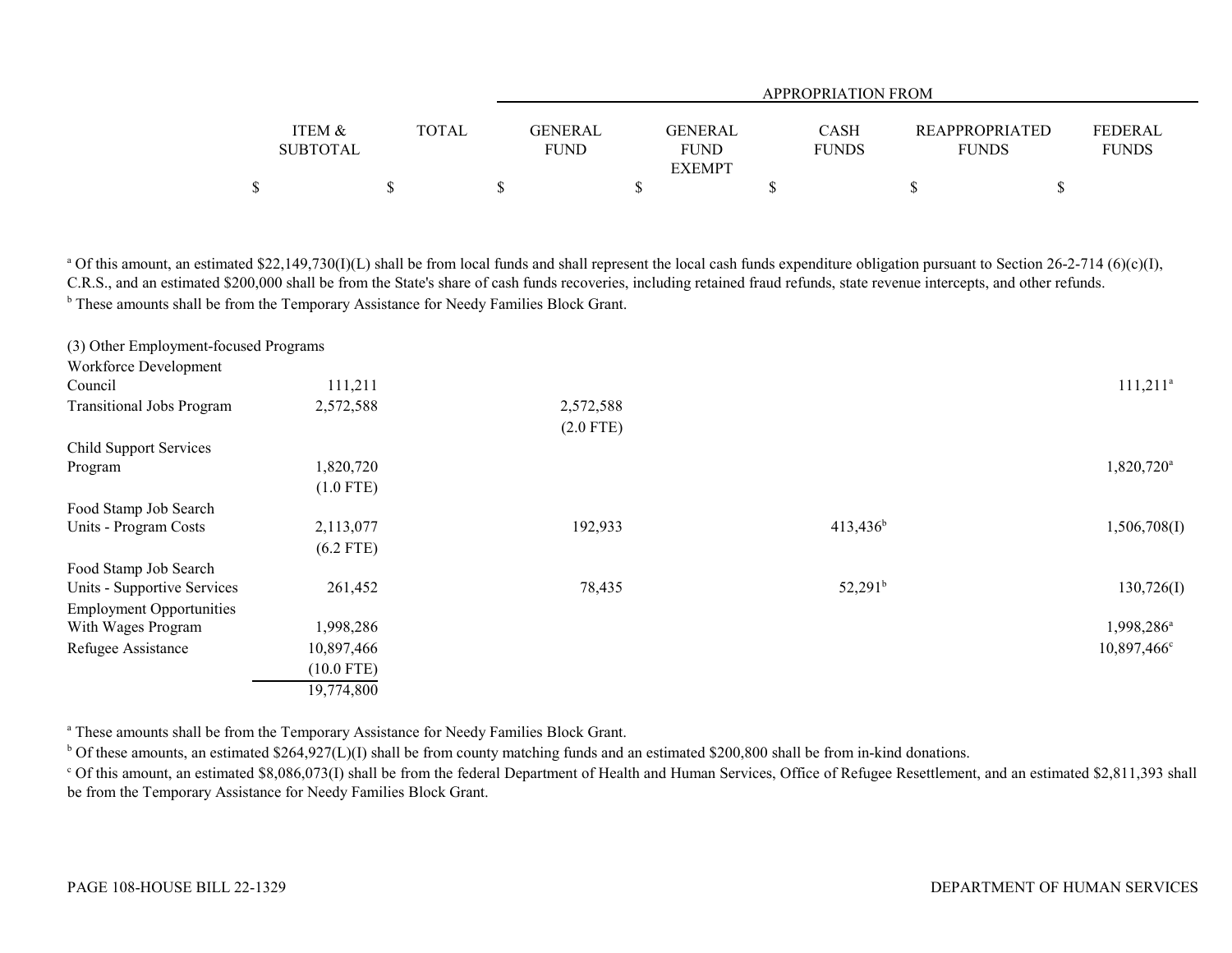| | ITEM & SUBTOTAL | TOTAL | GENERAL FUND | GENERAL FUND EXEMPT | CASH FUNDS | REAPPROPRIATED FUNDS | FEDERAL FUNDS |
|---|---|---|---|---|---|---|---|
| | | | APPROPRIATION FROM | | | | |
| | $ | $ | $ | $ | $ | $ | $ |

[a] Of this amount, an estimated $22,149,730(I)(L) shall be from local funds and shall represent the local cash funds expenditure obligation pursuant to Section 26-2-714 (6)(c)(I), C.R.S., and an estimated $200,000 shall be from the State's share of cash funds recoveries, including retained fraud refunds, state revenue intercepts, and other refunds.

[b] These amounts shall be from the Temporary Assistance for Needy Families Block Grant.

(3) Other Employment-focused Programs

| | ITEM & SUBTOTAL | TOTAL | GENERAL FUND | GENERAL FUND EXEMPT | CASH FUNDS | REAPPROPRIATED FUNDS | FEDERAL FUNDS |
|---|---|---|---|---|---|---|---|
| Workforce Development Council | 111,211 | | | | | | 111,211[a] |
| Transitional Jobs Program | 2,572,588 | | 2,572,588 (2.0 FTE) | | | | |
| Child Support Services Program | 1,820,720 (1.0 FTE) | | | | | | 1,820,720[a] |
| Food Stamp Job Search Units - Program Costs | 2,113,077 (6.2 FTE) | | 192,933 | | 413,436[b] | | 1,506,708(I) |
| Food Stamp Job Search Units - Supportive Services | 261,452 | | 78,435 | | 52,291[b] | | 130,726(I) |
| Employment Opportunities With Wages Program | 1,998,286 | | | | | | 1,998,286[a] |
| Refugee Assistance | 10,897,466 (10.0 FTE) | | | | | | 10,897,466[c] |
| | 19,774,800 | | | | | | |

[a] These amounts shall be from the Temporary Assistance for Needy Families Block Grant.

[b] Of these amounts, an estimated $264,927(L)(I) shall be from county matching funds and an estimated $200,800 shall be from in-kind donations.

[c] Of this amount, an estimated $8,086,073(I) shall be from the federal Department of Health and Human Services, Office of Refugee Resettlement, and an estimated $2,811,393 shall be from the Temporary Assistance for Needy Families Block Grant.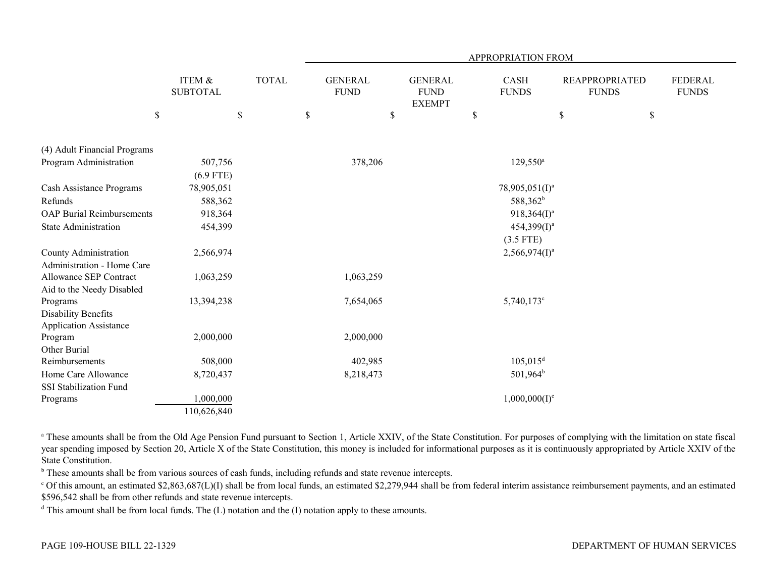| | ITEM & SUBTOTAL | TOTAL | APPROPRIATION FROM GENERAL FUND | GENERAL FUND EXEMPT | CASH FUNDS | REAPPROPRIATED FUNDS | FEDERAL FUNDS |
|---|---|---|---|---|---|---|---|
| | $ | $ | $ | $ | $ | $ | $ |
| (4) Adult Financial Programs | | | | | | | |
| Program Administration | 507,756 (6.9 FTE) | | 378,206 | | 129,550[a] | | |
| Cash Assistance Programs | 78,905,051 | | | | 78,905,051(I)[a] | | |
| Refunds | 588,362 | | | | 588,362[b] | | |
| OAP Burial Reimbursements | 918,364 | | | | 918,364(I)[a] | | |
| State Administration | 454,399 | | | | 454,399(I)[a] (3.5 FTE) | | |
| County Administration | 2,566,974 | | | | 2,566,974(I)[a] | | |
| Administration - Home Care Allowance SEP Contract | 1,063,259 | | 1,063,259 | | | | |
| Aid to the Needy Disabled Programs | 13,394,238 | | 7,654,065 | | 5,740,173[c] | | |
| Disability Benefits Application Assistance Program | 2,000,000 | | 2,000,000 | | | | |
| Other Burial Reimbursements | 508,000 | | 402,985 | | 105,015[d] | | |
| Home Care Allowance | 8,720,437 | | 8,218,473 | | 501,964[b] | | |
| SSI Stabilization Fund Programs | 1,000,000 | | | | 1,000,000(I)[e] | | |
| | 110,626,840 | | | | | | |

[a] These amounts shall be from the Old Age Pension Fund pursuant to Section 1, Article XXIV, of the State Constitution. For purposes of complying with the limitation on state fiscal year spending imposed by Section 20, Article X of the State Constitution, this money is included for informational purposes as it is continuously appropriated by Article XXIV of the State Constitution.

[b] These amounts shall be from various sources of cash funds, including refunds and state revenue intercepts.

[c] Of this amount, an estimated $2,863,687(L)(I) shall be from local funds, an estimated $2,279,944 shall be from federal interim assistance reimbursement payments, and an estimated $596,542 shall be from other refunds and state revenue intercepts.

[d] This amount shall be from local funds. The (L) notation and the (I) notation apply to these amounts.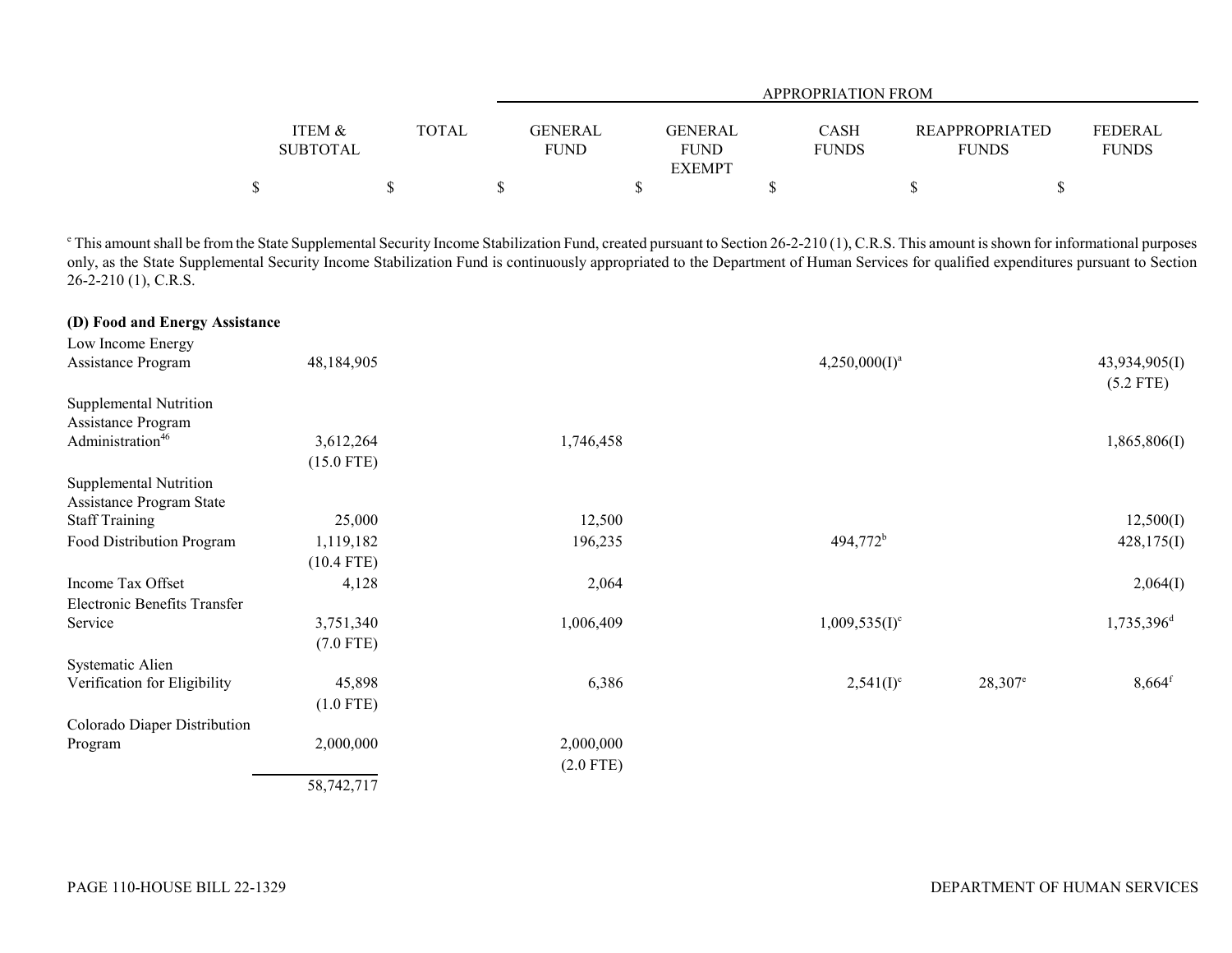| | ITEM & SUBTOTAL | TOTAL | APPROPRIATION FROM | | | | |
|---|---|---|---|---|---|---|---|
| | | | GENERAL FUND | GENERAL FUND EXEMPT | CASH FUNDS | REAPPROPRIATED FUNDS | FEDERAL FUNDS |
| | $ | $ | $ | $ | $ | $ | $ |

[c] This amount shall be from the State Supplemental Security Income Stabilization Fund, created pursuant to Section 26-2-210 (1), C.R.S. This amount is shown for informational purposes only, as the State Supplemental Security Income Stabilization Fund is continuously appropriated to the Department of Human Services for qualified expenditures pursuant to Section 26-2-210 (1), C.R.S.

| | ITEM & SUBTOTAL | TOTAL | GENERAL FUND | GENERAL FUND EXEMPT | CASH FUNDS | REAPPROPRIATED FUNDS | FEDERAL FUNDS |
|---|---|---|---|---|---|---|---|
| **(D) Food and Energy Assistance** | | | | | | | |
| Low Income Energy Assistance Program | 48,184,905 | | | | 4,250,000(I)[a] | | 43,934,905(I) (5.2 FTE) |
| Supplemental Nutrition Assistance Program Administration[46] | 3,612,264 (15.0 FTE) | | 1,746,458 | | | | 1,865,806(I) |
| Supplemental Nutrition Assistance Program State Staff Training | 25,000 | | 12,500 | | | | 12,500(I) |
| Food Distribution Program | 1,119,182 (10.4 FTE) | | 196,235 | | 494,772[b] | | 428,175(I) |
| Income Tax Offset | 4,128 | | 2,064 | | | | 2,064(I) |
| Electronic Benefits Transfer Service | 3,751,340 (7.0 FTE) | | 1,006,409 | | 1,009,535(I)[c] | | 1,735,396[d] |
| Systematic Alien Verification for Eligibility | 45,898 (1.0 FTE) | | 6,386 | | 2,541(I)[c] | 28,307[e] | 8,664[f] |
| Colorado Diaper Distribution Program | 2,000,000 | | 2,000,000 (2.0 FTE) | | | | |
| | 58,742,717 | | | | | | |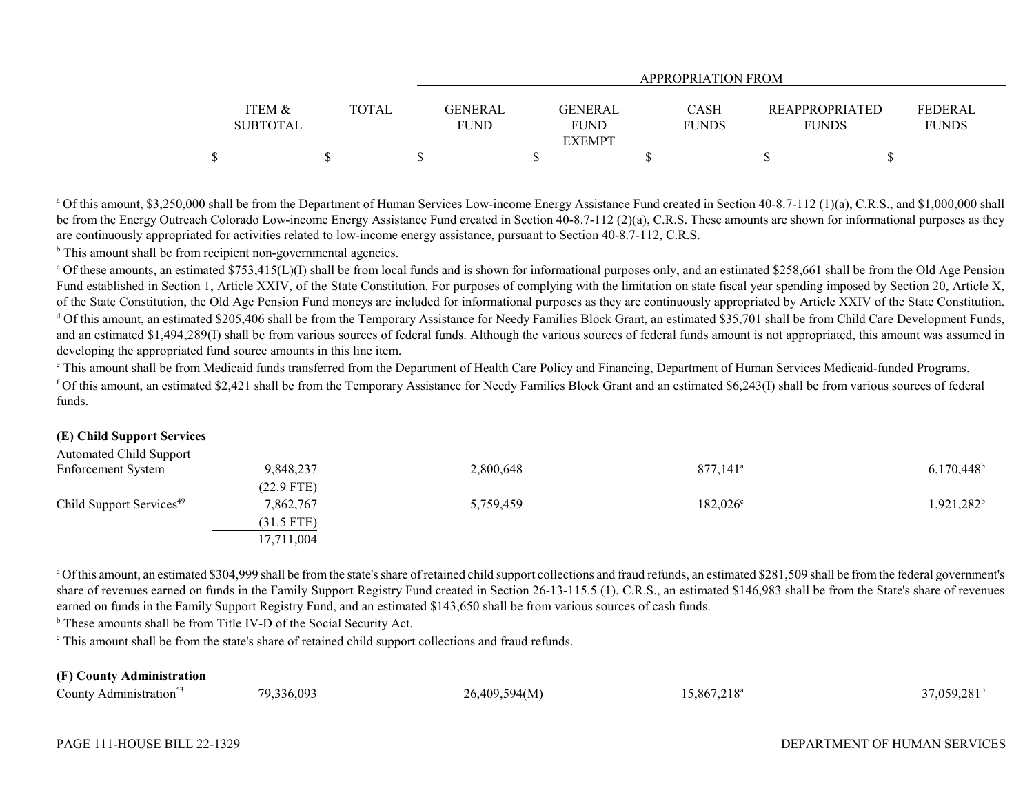| | ITEM & SUBTOTAL | TOTAL | GENERAL FUND | GENERAL FUND EXEMPT | CASH FUNDS | REAPPROPRIATED FUNDS | FEDERAL FUNDS |
|---|---|---|---|---|---|---|---|
| | | | APPROPRIATION FROM | | | | |
| | $ | $ | $ | $ | $ | $ | $ |

[a] Of this amount, $3,250,000 shall be from the Department of Human Services Low-income Energy Assistance Fund created in Section 40-8.7-112 (1)(a), C.R.S., and $1,000,000 shall be from the Energy Outreach Colorado Low-income Energy Assistance Fund created in Section 40-8.7-112 (2)(a), C.R.S. These amounts are shown for informational purposes as they are continuously appropriated for activities related to low-income energy assistance, pursuant to Section 40-8.7-112, C.R.S.

[b] This amount shall be from recipient non-governmental agencies.

[c] Of these amounts, an estimated $753,415(L)(I) shall be from local funds and is shown for informational purposes only, and an estimated $258,661 shall be from the Old Age Pension Fund established in Section 1, Article XXIV, of the State Constitution. For purposes of complying with the limitation on state fiscal year spending imposed by Section 20, Article X, of the State Constitution, the Old Age Pension Fund moneys are included for informational purposes as they are continuously appropriated by Article XXIV of the State Constitution.

[d] Of this amount, an estimated $205,406 shall be from the Temporary Assistance for Needy Families Block Grant, an estimated $35,701 shall be from Child Care Development Funds, and an estimated $1,494,289(I) shall be from various sources of federal funds. Although the various sources of federal funds amount is not appropriated, this amount was assumed in developing the appropriated fund source amounts in this line item.

[e] This amount shall be from Medicaid funds transferred from the Department of Health Care Policy and Financing, Department of Human Services Medicaid-funded Programs.

[f] Of this amount, an estimated $2,421 shall be from the Temporary Assistance for Needy Families Block Grant and an estimated $6,243(I) shall be from various sources of federal funds.

**(E) Child Support Services**

| | ITEM & SUBTOTAL | TOTAL | GENERAL FUND | GENERAL FUND EXEMPT | CASH FUNDS | REAPPROPRIATED FUNDS | FEDERAL FUNDS |
|---|---|---|---|---|---|---|---|
| Automated Child Support Enforcement System | 9,848,237 | | 2,800,648 | | 877,141[a] | | 6,170,448[b] |
| | (22.9 FTE) | | | | | | |
| Child Support Services[49] | 7,862,767 | | 5,759,459 | | 182,026[c] | | 1,921,282[b] |
| | (31.5 FTE) | | | | | | |
| | 17,711,004 | | | | | | |

[a] Of this amount, an estimated $304,999 shall be from the state's share of retained child support collections and fraud refunds, an estimated $281,509 shall be from the federal government's share of revenues earned on funds in the Family Support Registry Fund created in Section 26-13-115.5 (1), C.R.S., an estimated $146,983 shall be from the State's share of revenues earned on funds in the Family Support Registry Fund, and an estimated $143,650 shall be from various sources of cash funds.

[b] These amounts shall be from Title IV-D of the Social Security Act.

[c] This amount shall be from the state's share of retained child support collections and fraud refunds.

**(F) County Administration**

| | ITEM & SUBTOTAL | TOTAL | GENERAL FUND | GENERAL FUND EXEMPT | CASH FUNDS | REAPPROPRIATED FUNDS | FEDERAL FUNDS |
|---|---|---|---|---|---|---|---|
| County Administration[53] | 79,336,093 | | 26,409,594(M) | | 15,867,218[a] | | 37,059,281[b] |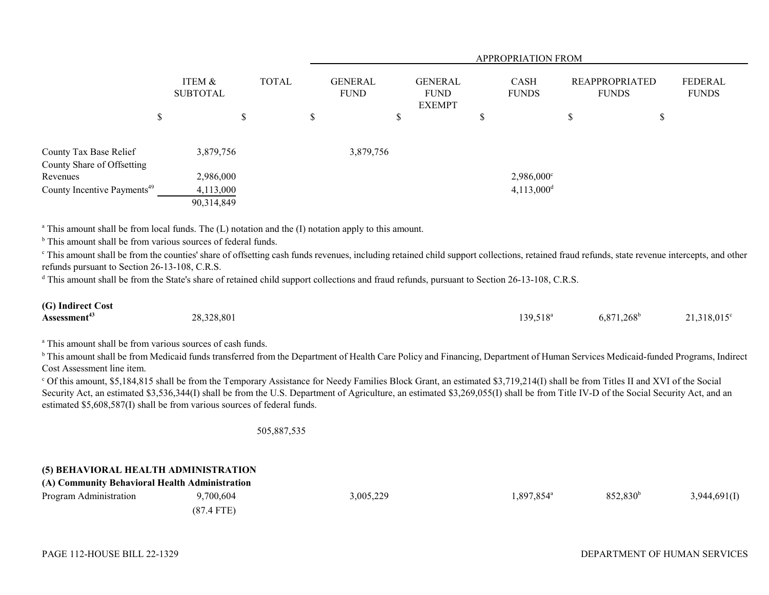| | ITEM & SUBTOTAL | TOTAL | GENERAL FUND | GENERAL FUND EXEMPT | CASH FUNDS | REAPPROPRIATED FUNDS | FEDERAL FUNDS |
|---|---|---|---|---|---|---|---|
| | | | APPROPRIATION FROM | | | | |
| | $ | $ | $ | $ | $ | $ | $ |
| County Tax Base Relief | 3,879,756 | | 3,879,756 | | | | |
| County Share of Offsetting Revenues | 2,986,000 | | | | 2,986,000[c] | | |
| County Incentive Payments[49] | 4,113,000 | | | | 4,113,000[d] | | |
| | 90,314,849 | | | | | | |

[a] This amount shall be from local funds. The (L) notation and the (I) notation apply to this amount.

[b] This amount shall be from various sources of federal funds.

[c] This amount shall be from the counties' share of offsetting cash funds revenues, including retained child support collections, retained fraud refunds, state revenue intercepts, and other refunds pursuant to Section 26-13-108, C.R.S.

[d] This amount shall be from the State's share of retained child support collections and fraud refunds, pursuant to Section 26-13-108, C.R.S.

| | ITEM & SUBTOTAL | TOTAL | GENERAL FUND | GENERAL FUND EXEMPT | CASH FUNDS | REAPPROPRIATED FUNDS | FEDERAL FUNDS |
|---|---|---|---|---|---|---|---|
| **(G) Indirect Cost Assessment[43]** | 28,328,801 | | | | 139,518[a] | 6,871,268[b] | 21,318,015[c] |

[a] This amount shall be from various sources of cash funds.

[b] This amount shall be from Medicaid funds transferred from the Department of Health Care Policy and Financing, Department of Human Services Medicaid-funded Programs, Indirect Cost Assessment line item.

[c] Of this amount, $5,184,815 shall be from the Temporary Assistance for Needy Families Block Grant, an estimated $3,719,214(I) shall be from Titles II and XVI of the Social Security Act, an estimated $3,536,344(I) shall be from the U.S. Department of Agriculture, an estimated $3,269,055(I) shall be from Title IV-D of the Social Security Act, and an estimated $5,608,587(I) shall be from various sources of federal funds.

| | ITEM & SUBTOTAL | TOTAL | GENERAL FUND | GENERAL FUND EXEMPT | CASH FUNDS | REAPPROPRIATED FUNDS | FEDERAL FUNDS |
|---|---|---|---|---|---|---|---|
| | | 505,887,535 | | | | | |

**(5) BEHAVIORAL HEALTH ADMINISTRATION**

**(A) Community Behavioral Health Administration**

| | ITEM & SUBTOTAL | TOTAL | GENERAL FUND | GENERAL FUND EXEMPT | CASH FUNDS | REAPPROPRIATED FUNDS | FEDERAL FUNDS |
|---|---|---|---|---|---|---|---|
| Program Administration | 9,700,604 (87.4 FTE) | | 3,005,229 | | 1,897,854[a] | 852,830[b] | 3,944,691(I) |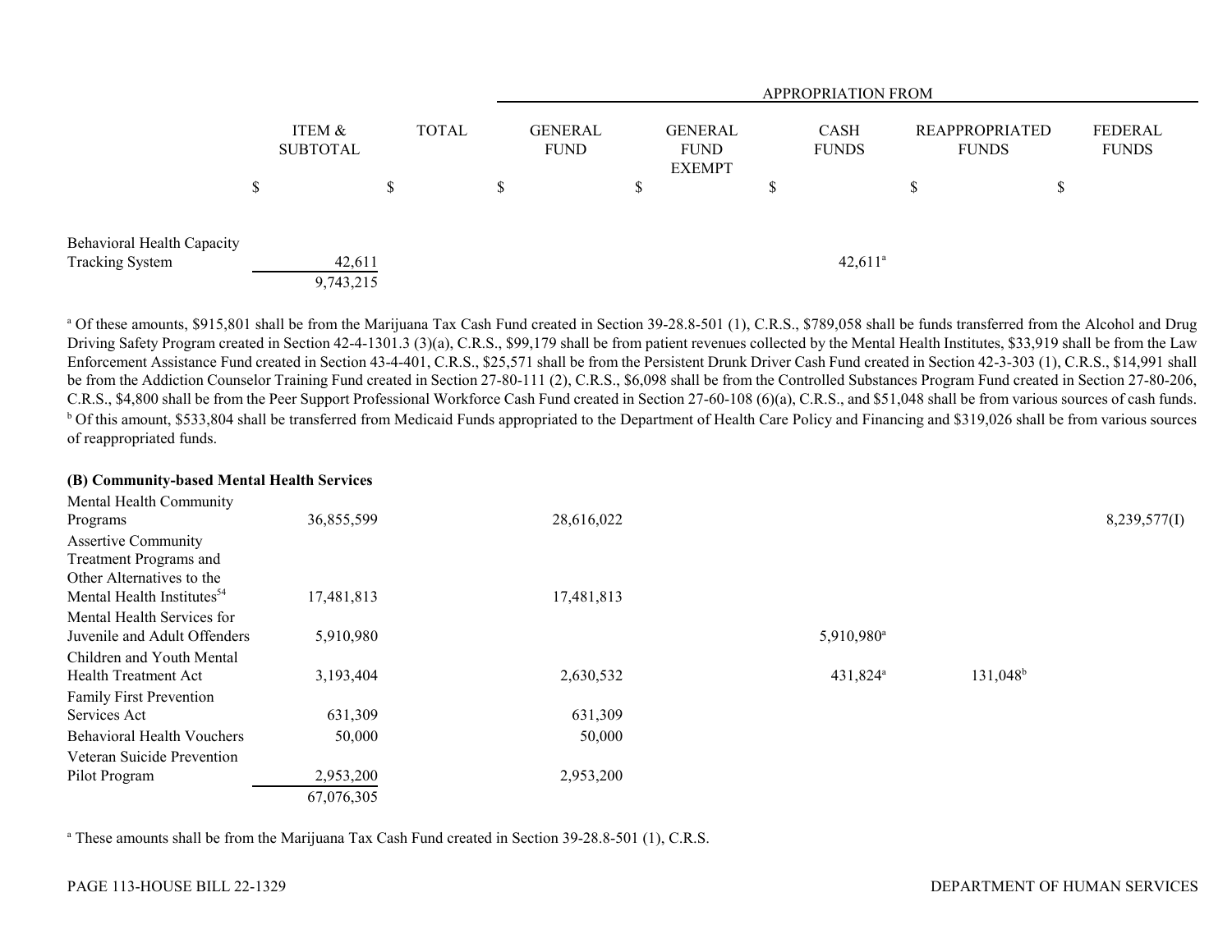| | ITEM & SUBTOTAL | TOTAL | APPROPRIATION FROM | | | | |
|---|---|---|---|---|---|---|---|
| | | | GENERAL FUND | GENERAL FUND EXEMPT | CASH FUNDS | REAPPROPRIATED FUNDS | FEDERAL FUNDS |
| | $ | $ | $ | $ | $ | $ | $ |
| Behavioral Health Capacity Tracking System | 42,611 | | | | 42,611[a] | | |
| | 9,743,215 | | | | | | |

[a] Of these amounts, $915,801 shall be from the Marijuana Tax Cash Fund created in Section 39-28.8-501 (1), C.R.S., $789,058 shall be funds transferred from the Alcohol and Drug Driving Safety Program created in Section 42-4-1301.3 (3)(a), C.R.S., $99,179 shall be from patient revenues collected by the Mental Health Institutes, $33,919 shall be from the Law Enforcement Assistance Fund created in Section 43-4-401, C.R.S., $25,571 shall be from the Persistent Drunk Driver Cash Fund created in Section 42-3-303 (1), C.R.S., $14,991 shall be from the Addiction Counselor Training Fund created in Section 27-80-111 (2), C.R.S., $6,098 shall be from the Controlled Substances Program Fund created in Section 27-80-206, C.R.S., $4,800 shall be from the Peer Support Professional Workforce Cash Fund created in Section 27-60-108 (6)(a), C.R.S., and $51,048 shall be from various sources of cash funds.
[b] Of this amount, $533,804 shall be transferred from Medicaid Funds appropriated to the Department of Health Care Policy and Financing and $319,026 shall be from various sources of reappropriated funds.

**(B) Community-based Mental Health Services**

| | ITEM & SUBTOTAL | TOTAL | GENERAL FUND | GENERAL FUND EXEMPT | CASH FUNDS | REAPPROPRIATED FUNDS | FEDERAL FUNDS |
|---|---|---|---|---|---|---|---|
| Mental Health Community Programs | 36,855,599 | | 28,616,022 | | | | 8,239,577(I) |
| Assertive Community Treatment Programs and Other Alternatives to the Mental Health Institutes[54] | 17,481,813 | | 17,481,813 | | | | |
| Mental Health Services for Juvenile and Adult Offenders | 5,910,980 | | | | 5,910,980[a] | | |
| Children and Youth Mental Health Treatment Act | 3,193,404 | | 2,630,532 | | 431,824[a] | 131,048[b] | |
| Family First Prevention Services Act | 631,309 | | 631,309 | | | | |
| Behavioral Health Vouchers | 50,000 | | 50,000 | | | | |
| Veteran Suicide Prevention Pilot Program | 2,953,200 | | 2,953,200 | | | | |
| | 67,076,305 | | | | | | |

[a] These amounts shall be from the Marijuana Tax Cash Fund created in Section 39-28.8-501 (1), C.R.S.

PAGE 113-HOUSE BILL 22-1329

DEPARTMENT OF HUMAN SERVICES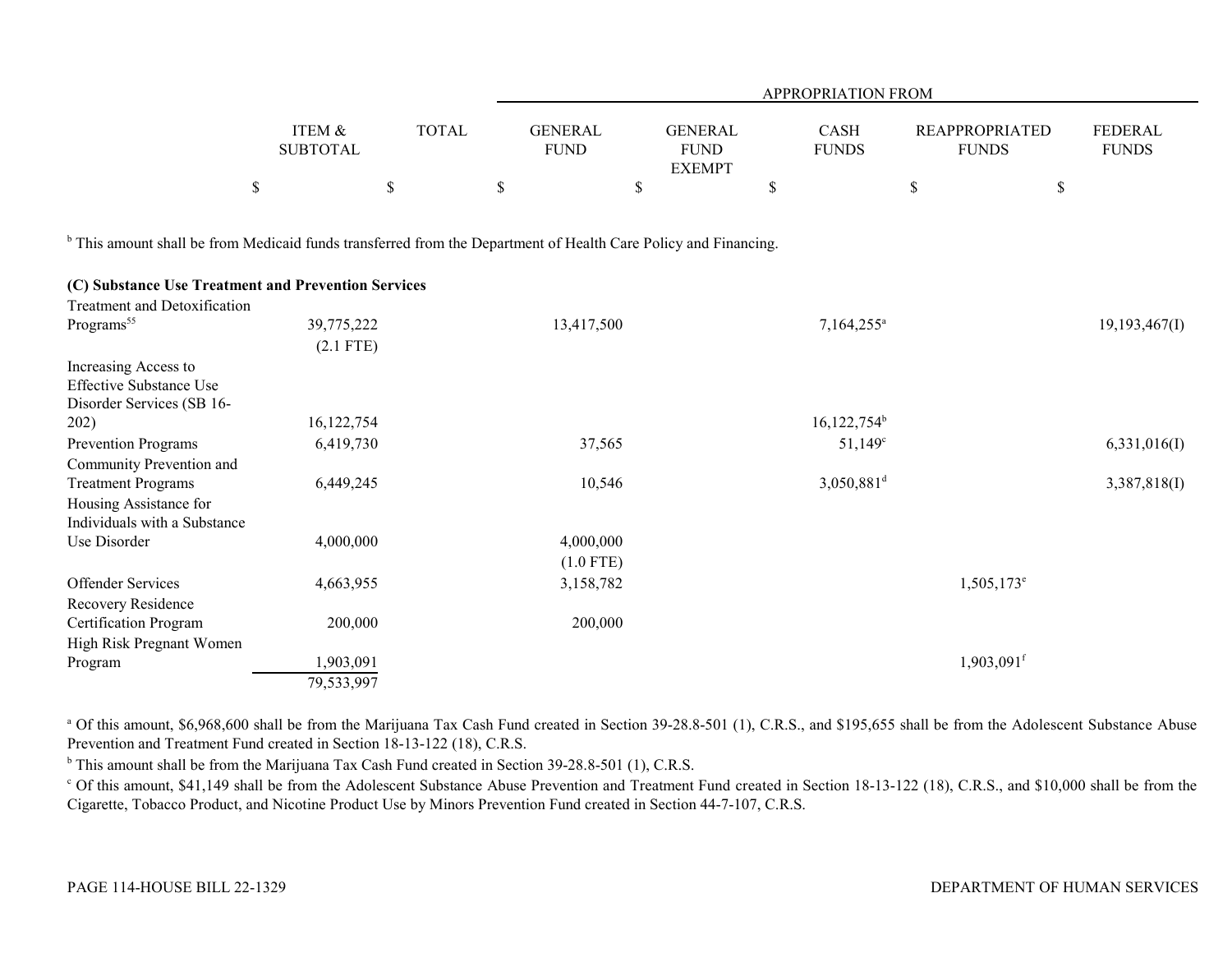| | ITEM & SUBTOTAL | TOTAL | APPROPRIATION FROM | | | | |
|---|---|---|---|---|---|---|---|
| | | | GENERAL FUND | GENERAL FUND EXEMPT | CASH FUNDS | REAPPROPRIATED FUNDS | FEDERAL FUNDS |
| | $ | $ | $ | $ | $ | $ | $ |

[b] This amount shall be from Medicaid funds transferred from the Department of Health Care Policy and Financing.

**(C) Substance Use Treatment and Prevention Services**

| | ITEM & SUBTOTAL | TOTAL | GENERAL FUND | GENERAL FUND EXEMPT | CASH FUNDS | REAPPROPRIATED FUNDS | FEDERAL FUNDS |
|---|---|---|---|---|---|---|---|
| Treatment and Detoxification Programs[55] | 39,775,222 (2.1 FTE) | | 13,417,500 | | 7,164,255[a] | | 19,193,467(I) |
| Increasing Access to Effective Substance Use Disorder Services (SB 16-202) | 16,122,754 | | | | 16,122,754[b] | | |
| Prevention Programs | 6,419,730 | | 37,565 | | 51,149[c] | | 6,331,016(I) |
| Community Prevention and Treatment Programs | 6,449,245 | | 10,546 | | 3,050,881[d] | | 3,387,818(I) |
| Housing Assistance for Individuals with a Substance Use Disorder | 4,000,000 | | 4,000,000 (1.0 FTE) | | | | |
| Offender Services | 4,663,955 | | 3,158,782 | | | 1,505,173[e] | |
| Recovery Residence Certification Program | 200,000 | | 200,000 | | | | |
| High Risk Pregnant Women Program | 1,903,091 | | | | | 1,903,091[f] | |
| | 79,533,997 | | | | | | |

[a] Of this amount, $6,968,600 shall be from the Marijuana Tax Cash Fund created in Section 39-28.8-501 (1), C.R.S., and $195,655 shall be from the Adolescent Substance Abuse Prevention and Treatment Fund created in Section 18-13-122 (18), C.R.S.

[b] This amount shall be from the Marijuana Tax Cash Fund created in Section 39-28.8-501 (1), C.R.S.

[c] Of this amount, $41,149 shall be from the Adolescent Substance Abuse Prevention and Treatment Fund created in Section 18-13-122 (18), C.R.S., and $10,000 shall be from the Cigarette, Tobacco Product, and Nicotine Product Use by Minors Prevention Fund created in Section 44-7-107, C.R.S.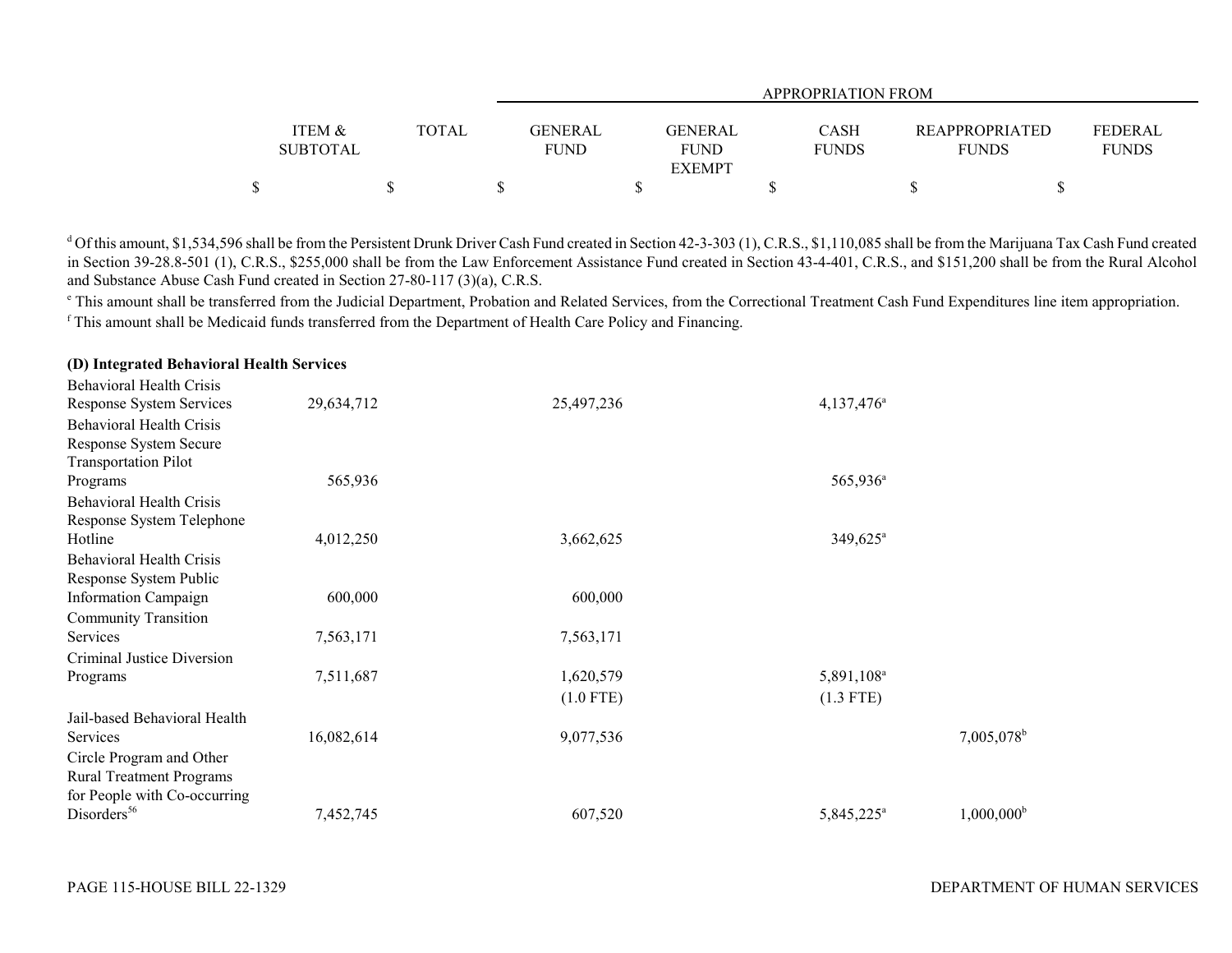| | ITEM & SUBTOTAL | TOTAL | GENERAL FUND | GENERAL FUND EXEMPT | CASH FUNDS | REAPPROPRIATED FUNDS | FEDERAL FUNDS |
|---|---|---|---|---|---|---|---|
| | | | APPROPRIATION FROM | | | | |
| | $ | $ | $ | $ | $ | $ | $ |

[d] Of this amount, $1,534,596 shall be from the Persistent Drunk Driver Cash Fund created in Section 42-3-303 (1), C.R.S., $1,110,085 shall be from the Marijuana Tax Cash Fund created in Section 39-28.8-501 (1), C.R.S., $255,000 shall be from the Law Enforcement Assistance Fund created in Section 43-4-401, C.R.S., and $151,200 shall be from the Rural Alcohol and Substance Abuse Cash Fund created in Section 27-80-117 (3)(a), C.R.S.

[e] This amount shall be transferred from the Judicial Department, Probation and Related Services, from the Correctional Treatment Cash Fund Expenditures line item appropriation.

[f] This amount shall be Medicaid funds transferred from the Department of Health Care Policy and Financing.

**(D) Integrated Behavioral Health Services**

| | ITEM & SUBTOTAL | TOTAL | GENERAL FUND | GENERAL FUND EXEMPT | CASH FUNDS | REAPPROPRIATED FUNDS | FEDERAL FUNDS |
|---|---|---|---|---|---|---|---|
| Behavioral Health Crisis Response System Services | 29,634,712 | | 25,497,236 | | 4,137,476[a] | | |
| Behavioral Health Crisis Response System Secure Transportation Pilot Programs | 565,936 | | | | 565,936[a] | | |
| Behavioral Health Crisis Response System Telephone Hotline | 4,012,250 | | 3,662,625 | | 349,625[a] | | |
| Behavioral Health Crisis Response System Public Information Campaign | 600,000 | | 600,000 | | | | |
| Community Transition Services | 7,563,171 | | 7,563,171 | | | | |
| Criminal Justice Diversion Programs | 7,511,687 | | 1,620,579<br>(1.0 FTE) | | 5,891,108[a]<br>(1.3 FTE) | | |
| Jail-based Behavioral Health Services | 16,082,614 | | 9,077,536 | | | 7,005,078[b] | |
| Circle Program and Other Rural Treatment Programs for People with Co-occurring Disorders[56] | 7,452,745 | | 607,520 | | 5,845,225[a] | 1,000,000[b] | |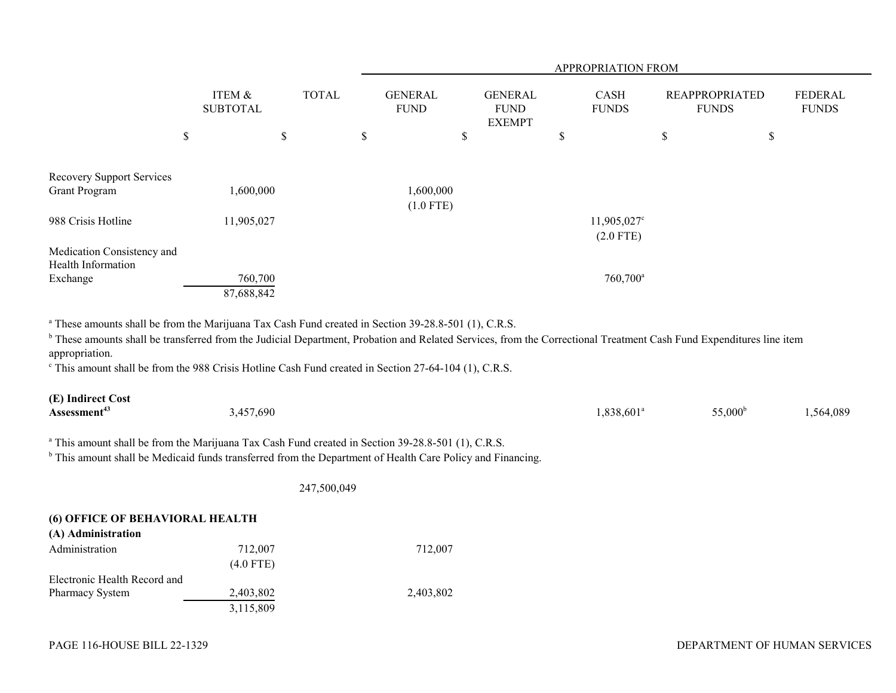| | ITEM & SUBTOTAL | TOTAL | APPROPRIATION FROM | | | | |
|---|---|---|---|---|---|---|---|
| | | | GENERAL FUND | GENERAL FUND EXEMPT | CASH FUNDS | REAPPROPRIATED FUNDS | FEDERAL FUNDS |
| | $ | $ | $ | $ | $ | $ | $ |
| Recovery Support Services Grant Program | 1,600,000 | | 1,600,000 (1.0 FTE) | | | | |
| 988 Crisis Hotline | 11,905,027 | | | | 11,905,027[c] (2.0 FTE) | | |
| Medication Consistency and Health Information Exchange | 760,700 | | | | 760,700[a] | | |
| | 87,688,842 | | | | | | |

[a] These amounts shall be from the Marijuana Tax Cash Fund created in Section 39-28.8-501 (1), C.R.S.

[b] These amounts shall be transferred from the Judicial Department, Probation and Related Services, from the Correctional Treatment Cash Fund Expenditures line item appropriation.

[c] This amount shall be from the 988 Crisis Hotline Cash Fund created in Section 27-64-104 (1), C.R.S.

| | ITEM & SUBTOTAL | TOTAL | GENERAL FUND | GENERAL FUND EXEMPT | CASH FUNDS | REAPPROPRIATED FUNDS | FEDERAL FUNDS |
|---|---|---|---|---|---|---|---|
| **(E) Indirect Cost Assessment**[43] | 3,457,690 | | | | 1,838,601[a] | 55,000[b] | 1,564,089 |

[a] This amount shall be from the Marijuana Tax Cash Fund created in Section 39-28.8-501 (1), C.R.S.

[b] This amount shall be Medicaid funds transferred from the Department of Health Care Policy and Financing.

| | ITEM & SUBTOTAL | TOTAL | GENERAL FUND | GENERAL FUND EXEMPT | CASH FUNDS | REAPPROPRIATED FUNDS | FEDERAL FUNDS |
|---|---|---|---|---|---|---|---|
| | | 247,500,049 | | | | | |

**(6) OFFICE OF BEHAVIORAL HEALTH**

**(A) Administration**

| | ITEM & SUBTOTAL | TOTAL | GENERAL FUND | GENERAL FUND EXEMPT | CASH FUNDS | REAPPROPRIATED FUNDS | FEDERAL FUNDS |
|---|---|---|---|---|---|---|---|
| Administration | 712,007 (4.0 FTE) | | 712,007 | | | | |
| Electronic Health Record and Pharmacy System | 2,403,802 | | 2,403,802 | | | | |
| | 3,115,809 | | | | | | |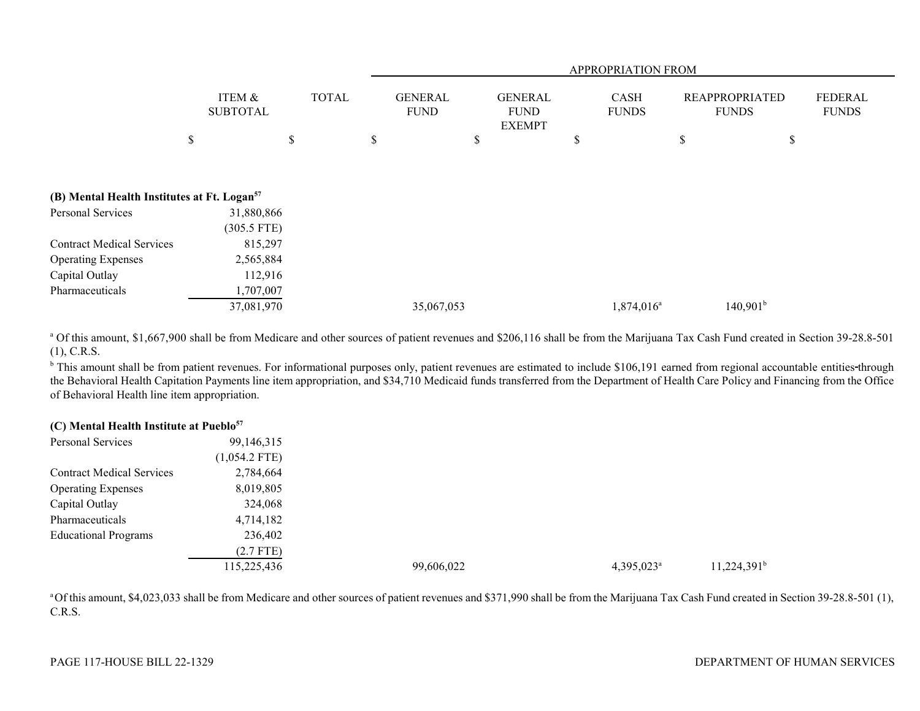| | ITEM & SUBTOTAL | TOTAL | GENERAL FUND | GENERAL FUND EXEMPT | CASH FUNDS | REAPPROPRIATED FUNDS | FEDERAL FUNDS |
|---|---|---|---|---|---|---|---|
| | | | APPROPRIATION FROM | | | | |
| | $ | $ | $ | $ | $ | $ | $ |
| **(B) Mental Health Institutes at Ft. Logan**[57] | | | | | | | |
| Personal Services | 31,880,866 | | | | | | |
| | (305.5 FTE) | | | | | | |
| Contract Medical Services | 815,297 | | | | | | |
| Operating Expenses | 2,565,884 | | | | | | |
| Capital Outlay | 112,916 | | | | | | |
| Pharmaceuticals | 1,707,007 | | | | | | |
| | 37,081,970 | | 35,067,053 | | 1,874,016[a] | 140,901[b] | |

[a] Of this amount, $1,667,900 shall be from Medicare and other sources of patient revenues and $206,116 shall be from the Marijuana Tax Cash Fund created in Section 39-28.8-501 (1), C.R.S.

[b] This amount shall be from patient revenues. For informational purposes only, patient revenues are estimated to include $106,191 earned from regional accountable entities through the Behavioral Health Capitation Payments line item appropriation, and $34,710 Medicaid funds transferred from the Department of Health Care Policy and Financing from the Office of Behavioral Health line item appropriation.

| | ITEM & SUBTOTAL | TOTAL | GENERAL FUND | GENERAL FUND EXEMPT | CASH FUNDS | REAPPROPRIATED FUNDS | FEDERAL FUNDS |
|---|---|---|---|---|---|---|---|
| **(C) Mental Health Institute at Pueblo**[57] | | | | | | | |
| Personal Services | 99,146,315 | | | | | | |
| | (1,054.2 FTE) | | | | | | |
| Contract Medical Services | 2,784,664 | | | | | | |
| Operating Expenses | 8,019,805 | | | | | | |
| Capital Outlay | 324,068 | | | | | | |
| Pharmaceuticals | 4,714,182 | | | | | | |
| Educational Programs | 236,402 | | | | | | |
| | (2.7 FTE) | | | | | | |
| | 115,225,436 | | 99,606,022 | | 4,395,023[a] | 11,224,391[b] | |

[a] Of this amount, $4,023,033 shall be from Medicare and other sources of patient revenues and $371,990 shall be from the Marijuana Tax Cash Fund created in Section 39-28.8-501 (1), C.R.S.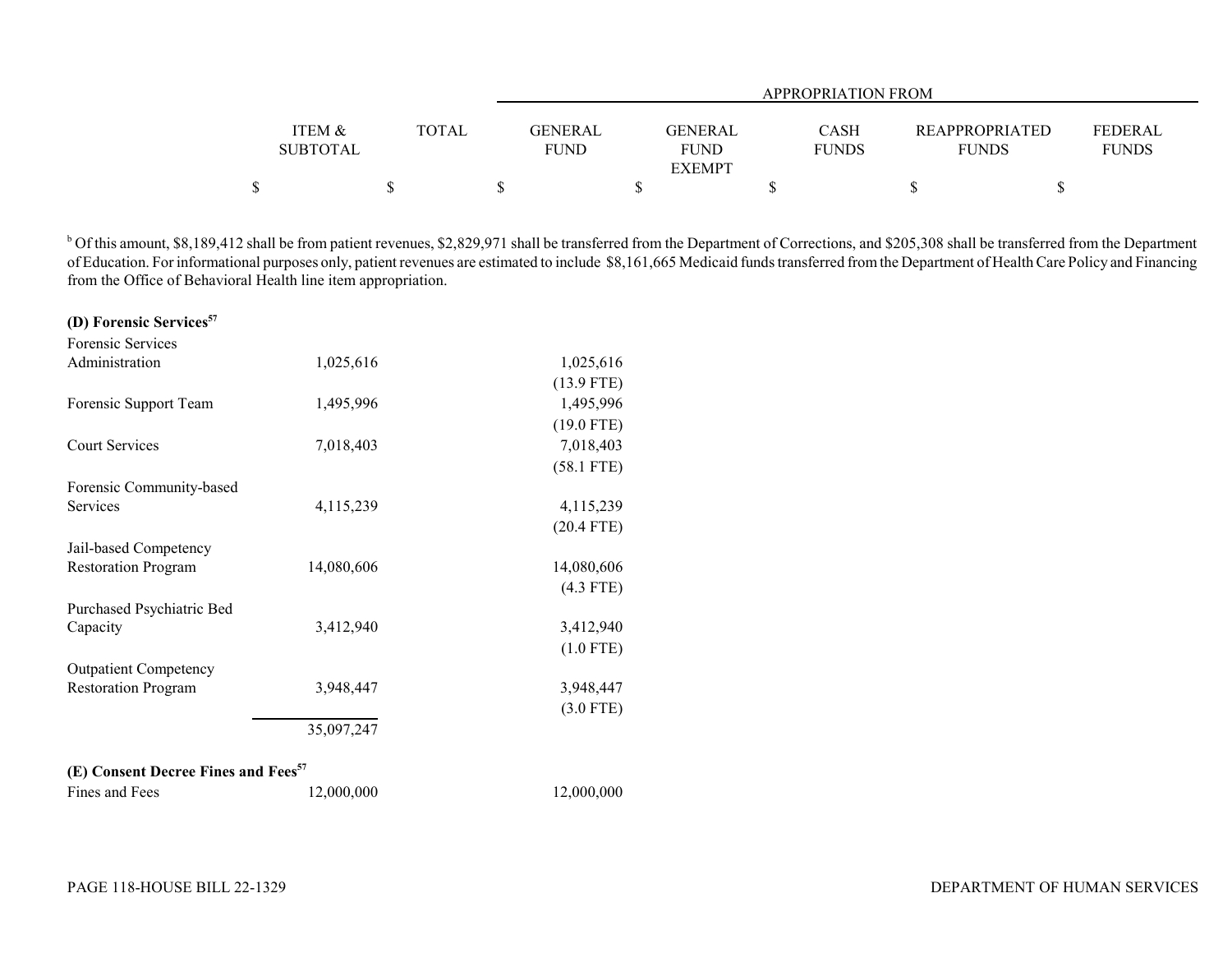| | ITEM & SUBTOTAL | TOTAL | GENERAL FUND | GENERAL FUND EXEMPT | CASH FUNDS | REAPPROPRIATED FUNDS | FEDERAL FUNDS |
|---|---|---|---|---|---|---|---|
| | | | APPROPRIATION FROM | | | | |
| | $ | $ | $ | $ | $ | $ | $ |

[b] Of this amount, $8,189,412 shall be from patient revenues, $2,829,971 shall be transferred from the Department of Corrections, and $205,308 shall be transferred from the Department of Education. For informational purposes only, patient revenues are estimated to include $8,161,665 Medicaid funds transferred from the Department of Health Care Policy and Financing from the Office of Behavioral Health line item appropriation.

**(D) Forensic Services[57]**

| | ITEM & SUBTOTAL | TOTAL | GENERAL FUND | GENERAL FUND EXEMPT | CASH FUNDS | REAPPROPRIATED FUNDS | FEDERAL FUNDS |
|---|---|---|---|---|---|---|---|
| Forensic Services Administration | 1,025,616 | | 1,025,616<br>(13.9 FTE) | | | | |
| Forensic Support Team | 1,495,996 | | 1,495,996<br>(19.0 FTE) | | | | |
| Court Services | 7,018,403 | | 7,018,403<br>(58.1 FTE) | | | | |
| Forensic Community-based Services | 4,115,239 | | 4,115,239<br>(20.4 FTE) | | | | |
| Jail-based Competency Restoration Program | 14,080,606 | | 14,080,606<br>(4.3 FTE) | | | | |
| Purchased Psychiatric Bed Capacity | 3,412,940 | | 3,412,940<br>(1.0 FTE) | | | | |
| Outpatient Competency Restoration Program | 3,948,447 | | 3,948,447<br>(3.0 FTE) | | | | |
| | 35,097,247 | | | | | | |

**(E) Consent Decree Fines and Fees[57]**

| | ITEM & SUBTOTAL | TOTAL | GENERAL FUND | GENERAL FUND EXEMPT | CASH FUNDS | REAPPROPRIATED FUNDS | FEDERAL FUNDS |
|---|---|---|---|---|---|---|---|
| Fines and Fees | 12,000,000 | | 12,000,000 | | | | |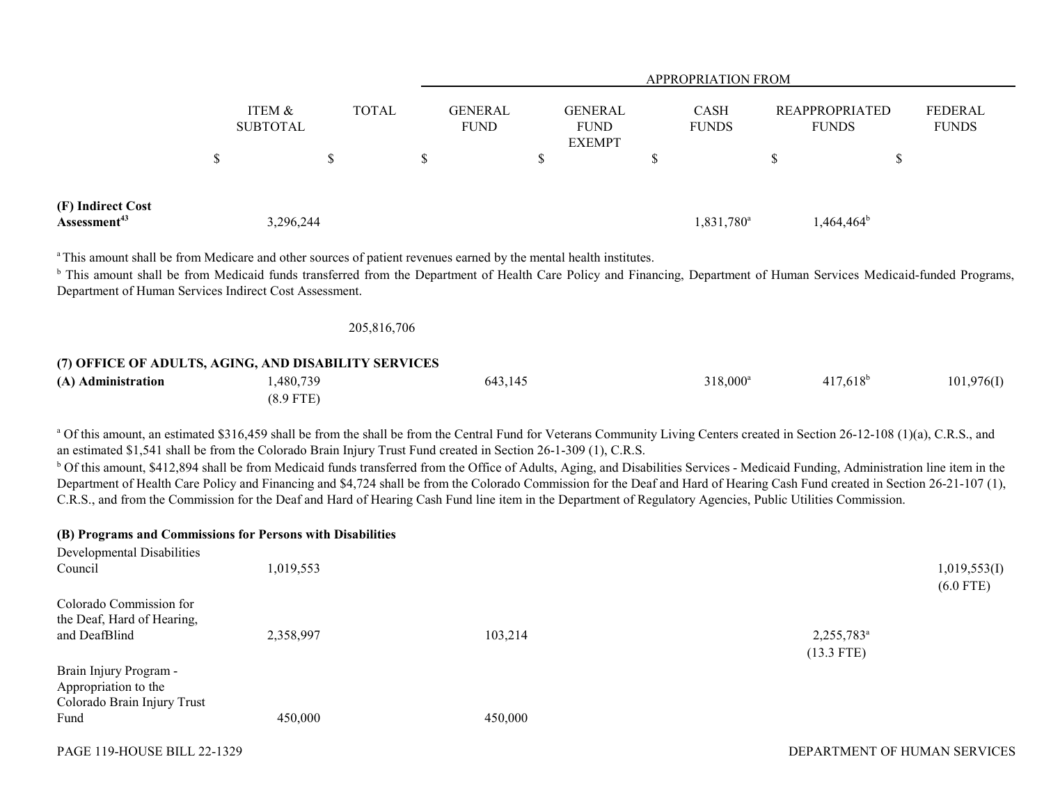| | ITEM & SUBTOTAL | TOTAL | APPROPRIATION FROM GENERAL FUND | GENERAL FUND EXEMPT | CASH FUNDS | REAPPROPRIATED FUNDS | FEDERAL FUNDS |
|---|---|---|---|---|---|---|---|
| | $ | $ | $ | $ | $ | $ | $ |
| **(F) Indirect Cost Assessment**[43] | 3,296,244 | | | | 1,831,780[a] | 1,464,464[b] | |

[a] This amount shall be from Medicare and other sources of patient revenues earned by the mental health institutes.

[b] This amount shall be from Medicaid funds transferred from the Department of Health Care Policy and Financing, Department of Human Services Medicaid-funded Programs, Department of Human Services Indirect Cost Assessment.

| | ITEM & SUBTOTAL | TOTAL | GENERAL FUND | GENERAL FUND EXEMPT | CASH FUNDS | REAPPROPRIATED FUNDS | FEDERAL FUNDS |
|---|---|---|---|---|---|---|---|
| | | 205,816,706 | | | | | |

**(7) OFFICE OF ADULTS, AGING, AND DISABILITY SERVICES**

| | ITEM & SUBTOTAL | TOTAL | GENERAL FUND | GENERAL FUND EXEMPT | CASH FUNDS | REAPPROPRIATED FUNDS | FEDERAL FUNDS |
|---|---|---|---|---|---|---|---|
| **(A) Administration** | 1,480,739 (8.9 FTE) | | 643,145 | | 318,000[a] | 417,618[b] | 101,976(I) |

[a] Of this amount, an estimated $316,459 shall be from the shall be from the Central Fund for Veterans Community Living Centers created in Section 26-12-108 (1)(a), C.R.S., and an estimated $1,541 shall be from the Colorado Brain Injury Trust Fund created in Section 26-1-309 (1), C.R.S.

[b] Of this amount, $412,894 shall be from Medicaid funds transferred from the Office of Adults, Aging, and Disabilities Services - Medicaid Funding, Administration line item in the Department of Health Care Policy and Financing and $4,724 shall be from the Colorado Commission for the Deaf and Hard of Hearing Cash Fund created in Section 26-21-107 (1), C.R.S., and from the Commission for the Deaf and Hard of Hearing Cash Fund line item in the Department of Regulatory Agencies, Public Utilities Commission.

**(B) Programs and Commissions for Persons with Disabilities**

| | ITEM & SUBTOTAL | TOTAL | GENERAL FUND | GENERAL FUND EXEMPT | CASH FUNDS | REAPPROPRIATED FUNDS | FEDERAL FUNDS |
|---|---|---|---|---|---|---|---|
| Developmental Disabilities Council | 1,019,553 | | | | | | 1,019,553(I) (6.0 FTE) |
| Colorado Commission for the Deaf, Hard of Hearing, and DeafBlind | 2,358,997 | | 103,214 | | | 2,255,783[a] (13.3 FTE) | |
| Brain Injury Program - Appropriation to the Colorado Brain Injury Trust Fund | 450,000 | | 450,000 | | | | |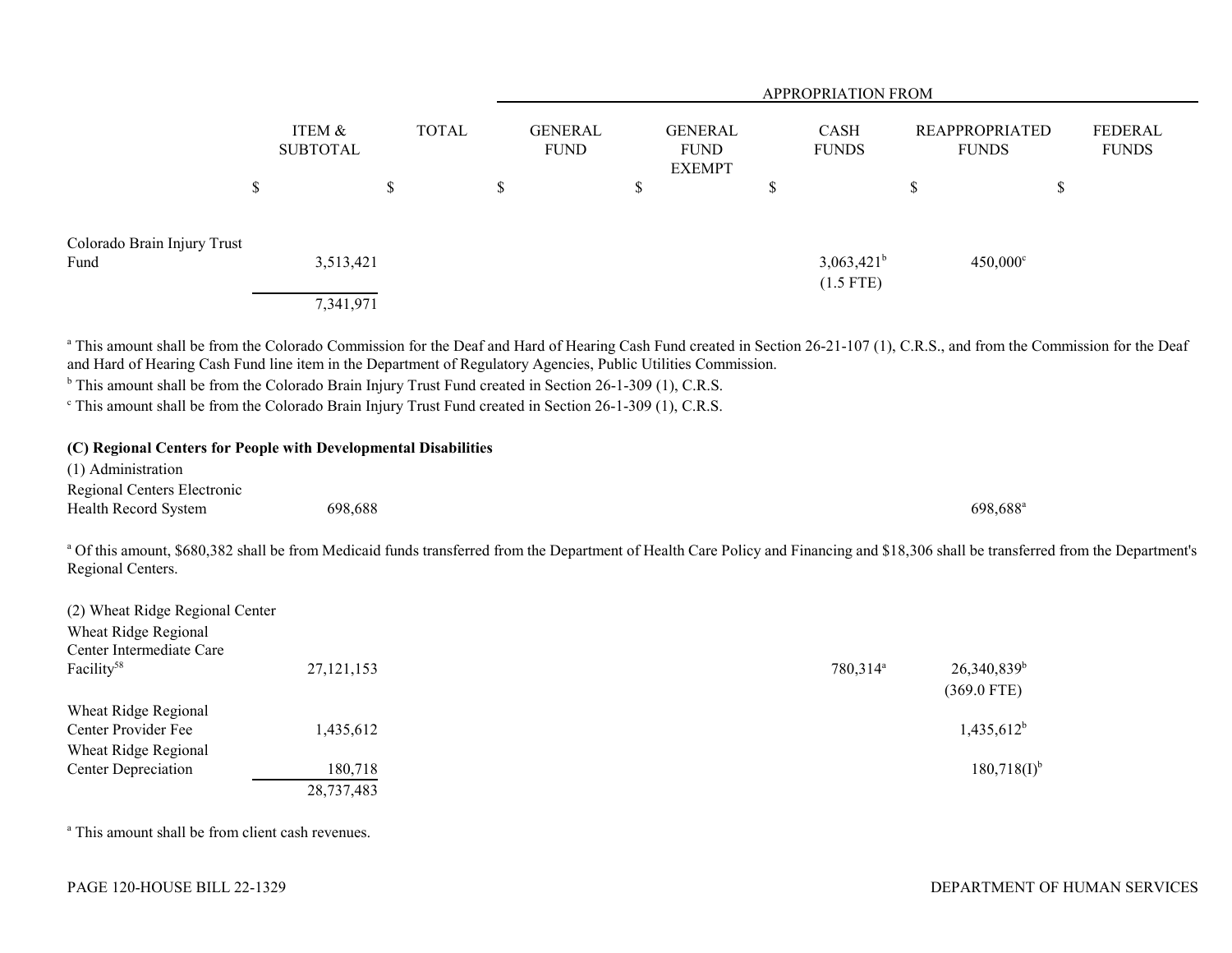| | ITEM & SUBTOTAL | TOTAL | GENERAL FUND | GENERAL FUND EXEMPT | CASH FUNDS | REAPPROPRIATED FUNDS | FEDERAL FUNDS |
|---|---|---|---|---|---|---|---|
| | | | APPROPRIATION FROM | | | | |
| | $ | $ | $ | $ | $ | $ | $ |
| Colorado Brain Injury Trust Fund | 3,513,421 | | | | 3,063,421[b] (1.5 FTE) | 450,000[c] | |
| | 7,341,971 | | | | | | |

[a] This amount shall be from the Colorado Commission for the Deaf and Hard of Hearing Cash Fund created in Section 26-21-107 (1), C.R.S., and from the Commission for the Deaf and Hard of Hearing Cash Fund line item in the Department of Regulatory Agencies, Public Utilities Commission.
[b] This amount shall be from the Colorado Brain Injury Trust Fund created in Section 26-1-309 (1), C.R.S.
[c] This amount shall be from the Colorado Brain Injury Trust Fund created in Section 26-1-309 (1), C.R.S.

**(C) Regional Centers for People with Developmental Disabilities**

(1) Administration

| | ITEM & SUBTOTAL | TOTAL | GENERAL FUND | GENERAL FUND EXEMPT | CASH FUNDS | REAPPROPRIATED FUNDS | FEDERAL FUNDS |
|---|---|---|---|---|---|---|---|
| Regional Centers Electronic Health Record System | 698,688 | | | | | 698,688[a] | |

[a] Of this amount, $680,382 shall be from Medicaid funds transferred from the Department of Health Care Policy and Financing and $18,306 shall be transferred from the Department's Regional Centers.

(2) Wheat Ridge Regional Center

| | ITEM & SUBTOTAL | TOTAL | GENERAL FUND | GENERAL FUND EXEMPT | CASH FUNDS | REAPPROPRIATED FUNDS | FEDERAL FUNDS |
|---|---|---|---|---|---|---|---|
| Wheat Ridge Regional Center Intermediate Care Facility[58] | 27,121,153 | | | | 780,314[a] | 26,340,839[b] (369.0 FTE) | |
| Wheat Ridge Regional Center Provider Fee | 1,435,612 | | | | | 1,435,612[b] | |
| Wheat Ridge Regional Center Depreciation | 180,718 | | | | | 180,718(I)[b] | |
| | 28,737,483 | | | | | | |

[a] This amount shall be from client cash revenues.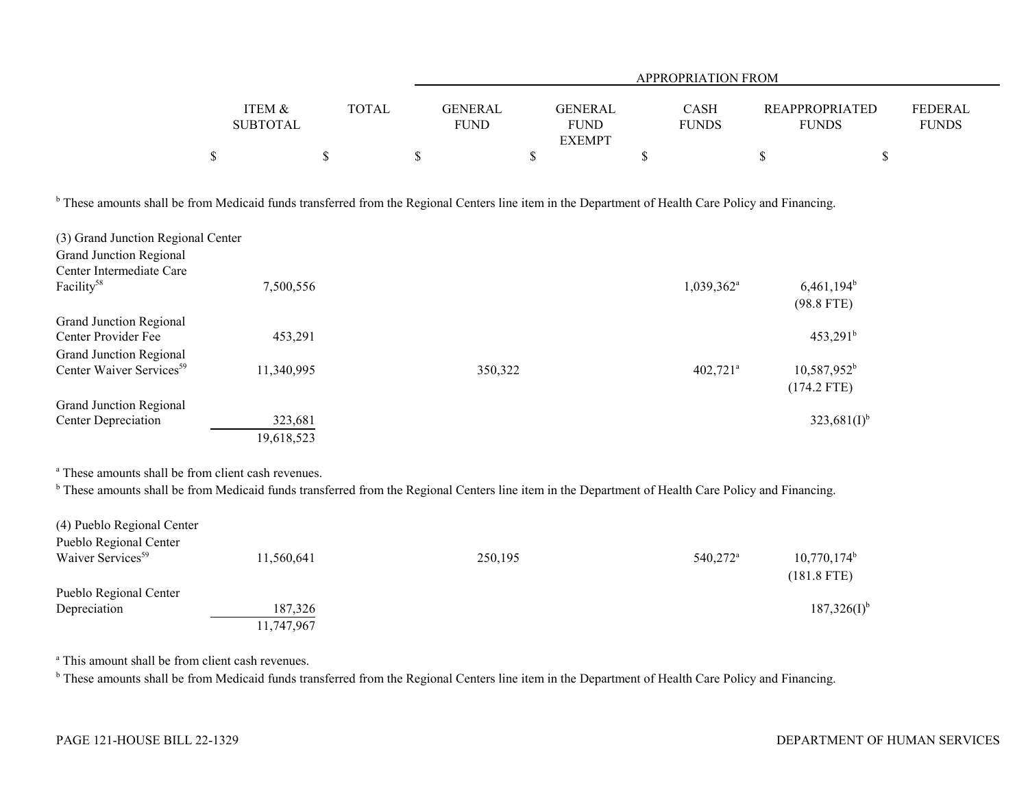| | ITEM & SUBTOTAL | TOTAL | APPROPRIATION FROM | | | | |
|---|---|---|---|---|---|---|---|
| | | | GENERAL FUND | GENERAL FUND EXEMPT | CASH FUNDS | REAPPROPRIATED FUNDS | FEDERAL FUNDS |
| | $ | $ | $ | $ | $ | $ | $ |

[b] These amounts shall be from Medicaid funds transferred from the Regional Centers line item in the Department of Health Care Policy and Financing.

| | ITEM & SUBTOTAL | TOTAL | GENERAL FUND | GENERAL FUND EXEMPT | CASH FUNDS | REAPPROPRIATED FUNDS | FEDERAL FUNDS |
|---|---|---|---|---|---|---|---|
| (3) Grand Junction Regional Center | | | | | | | |
| Grand Junction Regional Center Intermediate Care Facility[58] | 7,500,556 | | | | 1,039,362[a] | 6,461,194[b] (98.8 FTE) | |
| Grand Junction Regional Center Provider Fee | 453,291 | | | | | 453,291[b] | |
| Grand Junction Regional Center Waiver Services[59] | 11,340,995 | | 350,322 | | 402,721[a] | 10,587,952[b] (174.2 FTE) | |
| Grand Junction Regional Center Depreciation | 323,681 | | | | | 323,681(I)[b] | |
| | 19,618,523 | | | | | | |

[a] These amounts shall be from client cash revenues.
[b] These amounts shall be from Medicaid funds transferred from the Regional Centers line item in the Department of Health Care Policy and Financing.

| | ITEM & SUBTOTAL | TOTAL | GENERAL FUND | GENERAL FUND EXEMPT | CASH FUNDS | REAPPROPRIATED FUNDS | FEDERAL FUNDS |
|---|---|---|---|---|---|---|---|
| (4) Pueblo Regional Center | | | | | | | |
| Pueblo Regional Center Waiver Services[59] | 11,560,641 | | 250,195 | | 540,272[a] | 10,770,174[b] (181.8 FTE) | |
| Pueblo Regional Center Depreciation | 187,326 | | | | | 187,326(I)[b] | |
| | 11,747,967 | | | | | | |

[a] This amount shall be from client cash revenues.
[b] These amounts shall be from Medicaid funds transferred from the Regional Centers line item in the Department of Health Care Policy and Financing.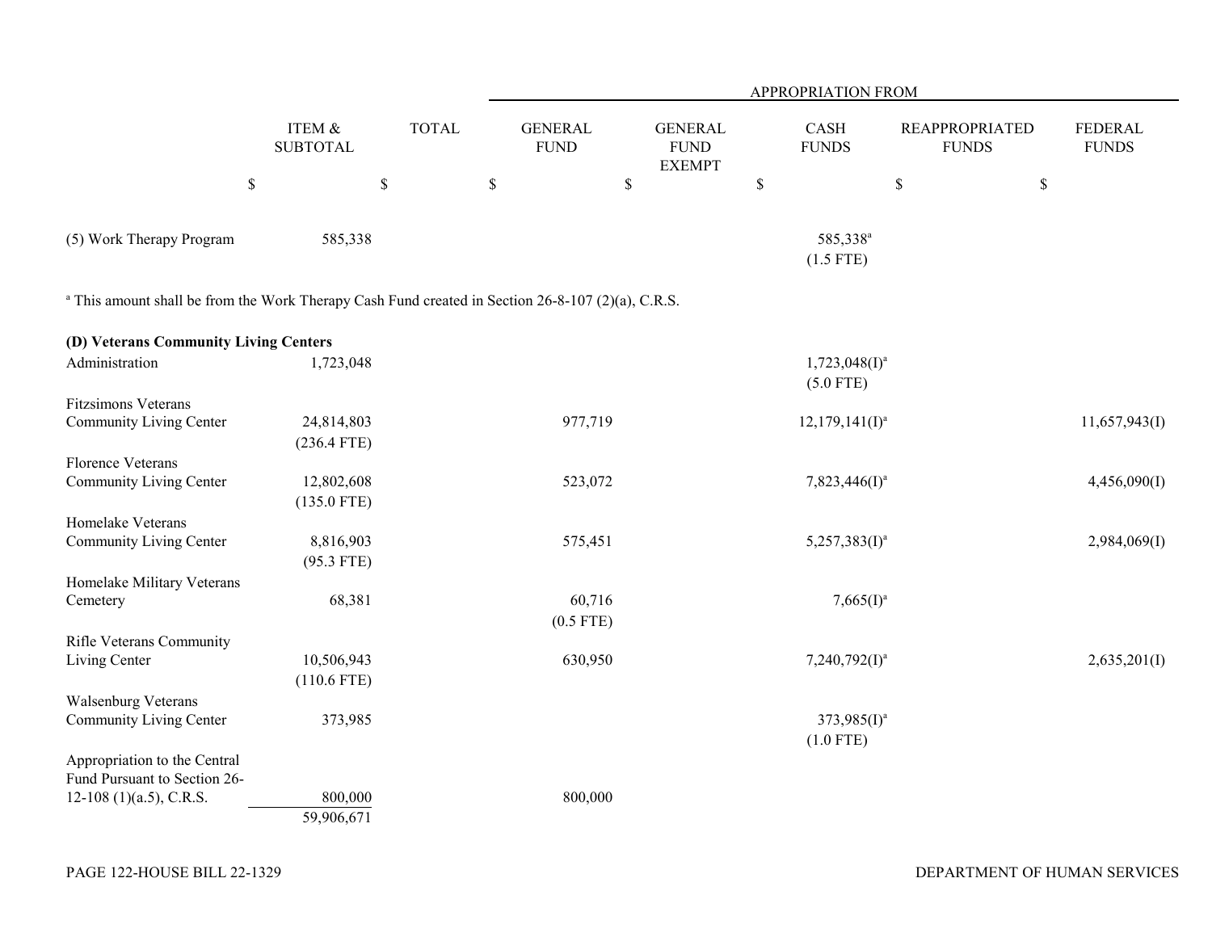| | ITEM & SUBTOTAL | TOTAL | APPROPRIATION FROM GENERAL FUND | GENERAL FUND EXEMPT | CASH FUNDS | REAPPROPRIATED FUNDS | FEDERAL FUNDS |
|---|---|---|---|---|---|---|---|
| | $ | $ | $ | $ | $ | $ | $ |
| (5) Work Therapy Program | 585,338 | | | | 585,338[a] (1.5 FTE) | | |

[a] This amount shall be from the Work Therapy Cash Fund created in Section 26-8-107 (2)(a), C.R.S.

| | ITEM & SUBTOTAL | TOTAL | GENERAL FUND | GENERAL FUND EXEMPT | CASH FUNDS | REAPPROPRIATED FUNDS | FEDERAL FUNDS |
|---|---|---|---|---|---|---|---|
| **(D) Veterans Community Living Centers** | | | | | | | |
| Administration | 1,723,048 | | | | 1,723,048(I)[a] (5.0 FTE) | | |
| Fitzsimons Veterans Community Living Center | 24,814,803 (236.4 FTE) | | 977,719 | | 12,179,141(I)[a] | | 11,657,943(I) |
| Florence Veterans Community Living Center | 12,802,608 (135.0 FTE) | | 523,072 | | 7,823,446(I)[a] | | 4,456,090(I) |
| Homelake Veterans Community Living Center | 8,816,903 (95.3 FTE) | | 575,451 | | 5,257,383(I)[a] | | 2,984,069(I) |
| Homelake Military Veterans Cemetery | 68,381 | | 60,716 (0.5 FTE) | | 7,665(I)[a] | | |
| Rifle Veterans Community Living Center | 10,506,943 (110.6 FTE) | | 630,950 | | 7,240,792(I)[a] | | 2,635,201(I) |
| Walsenburg Veterans Community Living Center | 373,985 | | | | 373,985(I)[a] (1.0 FTE) | | |
| Appropriation to the Central Fund Pursuant to Section 26-12-108 (1)(a.5), C.R.S. | 800,000 | | 800,000 | | | | |
| | 59,906,671 | | | | | | |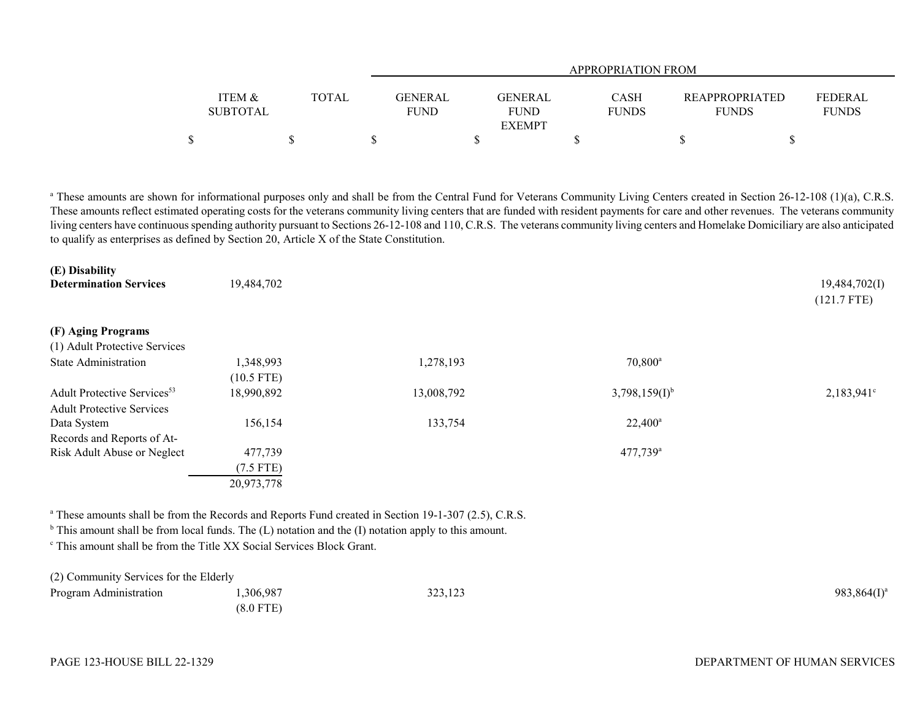| | ITEM & SUBTOTAL | TOTAL | APPROPRIATION FROM GENERAL FUND | GENERAL FUND EXEMPT | CASH FUNDS | REAPPROPRIATED FUNDS | FEDERAL FUNDS |
|---|---|---|---|---|---|---|---|
| | $ | $ | $ | $ | $ | $ | $ |

[a] These amounts are shown for informational purposes only and shall be from the Central Fund for Veterans Community Living Centers created in Section 26-12-108 (1)(a), C.R.S. These amounts reflect estimated operating costs for the veterans community living centers that are funded with resident payments for care and other revenues. The veterans community living centers have continuous spending authority pursuant to Sections 26-12-108 and 110, C.R.S. The veterans community living centers and Homelake Domiciliary are also anticipated to qualify as enterprises as defined by Section 20, Article X of the State Constitution.

| | ITEM & SUBTOTAL | TOTAL | GENERAL FUND | GENERAL FUND EXEMPT | CASH FUNDS | REAPPROPRIATED FUNDS | FEDERAL FUNDS |
|---|---|---|---|---|---|---|---|
| **(E) Disability Determination Services** | 19,484,702 | | | | | | 19,484,702(I) (121.7 FTE) |
| **(F) Aging Programs** | | | | | | | |
| (1) Adult Protective Services | | | | | | | |
| State Administration | 1,348,993 (10.5 FTE) | | 1,278,193 | | 70,800[a] | | |
| Adult Protective Services[53] | 18,990,892 | | 13,008,792 | | 3,798,159(I)[b] | | 2,183,941[c] |
| Adult Protective Services Data System | 156,154 | | 133,754 | | 22,400[a] | | |
| Records and Reports of At-Risk Adult Abuse or Neglect | 477,739 (7.5 FTE) | | | | 477,739[a] | | |
| | 20,973,778 | | | | | | |

[a] These amounts shall be from the Records and Reports Fund created in Section 19-1-307 (2.5), C.R.S.
[b] This amount shall be from local funds. The (L) notation and the (I) notation apply to this amount.
[c] This amount shall be from the Title XX Social Services Block Grant.

| | ITEM & SUBTOTAL | TOTAL | GENERAL FUND | GENERAL FUND EXEMPT | CASH FUNDS | REAPPROPRIATED FUNDS | FEDERAL FUNDS |
|---|---|---|---|---|---|---|---|
| (2) Community Services for the Elderly | | | | | | | |
| Program Administration | 1,306,987 (8.0 FTE) | | 323,123 | | | | 983,864(I)[a] |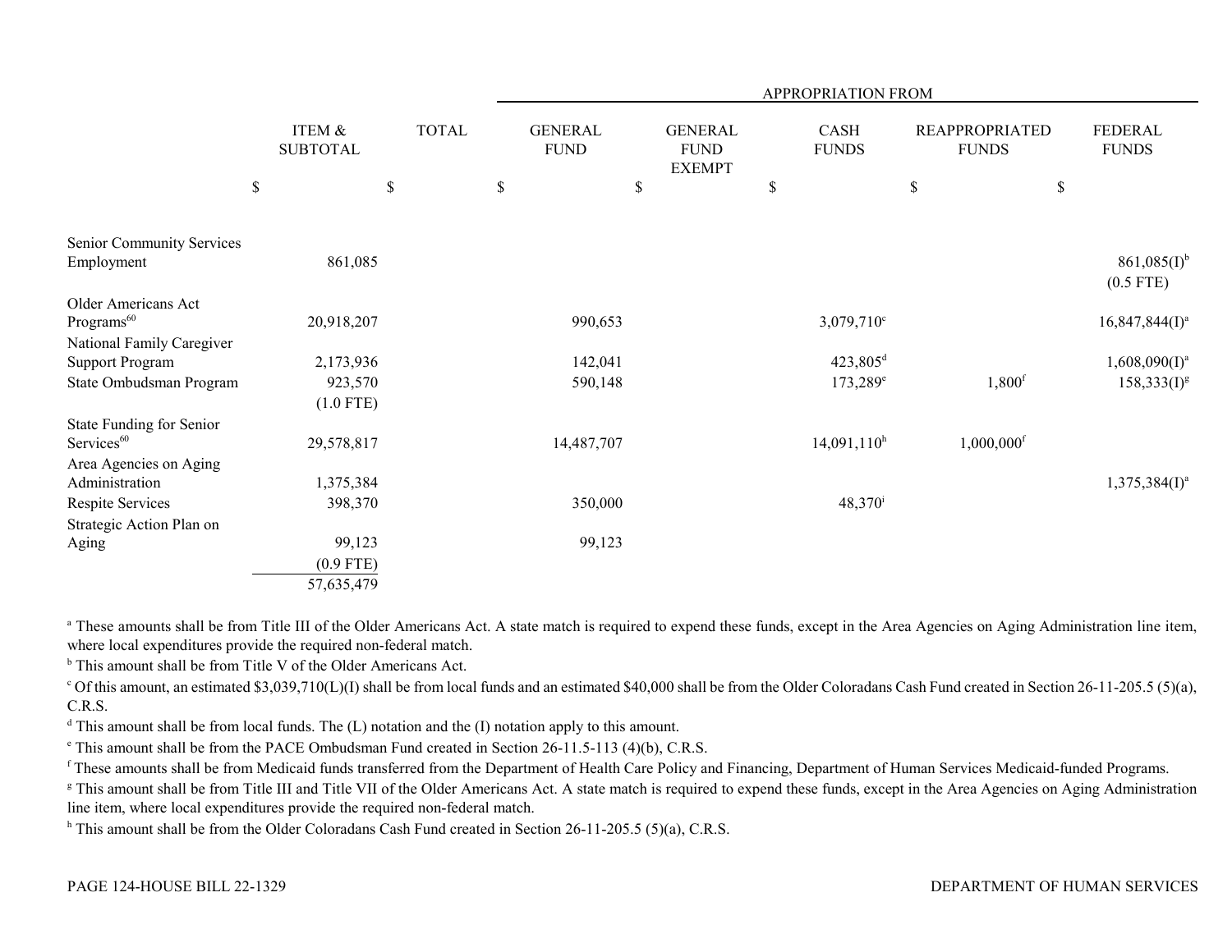| | ITEM & SUBTOTAL | TOTAL | APPROPRIATION FROM GENERAL FUND | GENERAL FUND EXEMPT | CASH FUNDS | REAPPROPRIATED FUNDS | FEDERAL FUNDS |
|---|---|---|---|---|---|---|---|
| | $ | $ | $ | $ | $ | $ | $ |
| Senior Community Services Employment | 861,085 | | | | | | 861,085(I)[b] (0.5 FTE) |
| Older Americans Act Programs[60] | 20,918,207 | | 990,653 | | 3,079,710[c] | | 16,847,844(I)[a] |
| National Family Caregiver Support Program | 2,173,936 | | 142,041 | | 423,805[d] | | 1,608,090(I)[a] |
| State Ombudsman Program | 923,570 (1.0 FTE) | | 590,148 | | 173,289[e] | 1,800[f] | 158,333(I)[g] |
| State Funding for Senior Services[60] | 29,578,817 | | 14,487,707 | | 14,091,110[h] | 1,000,000[f] | |
| Area Agencies on Aging Administration | 1,375,384 | | | | | | 1,375,384(I)[a] |
| Respite Services | 398,370 | | 350,000 | | 48,370[i] | | |
| Strategic Action Plan on Aging | 99,123 (0.9 FTE) | | 99,123 | | | | |
| | 57,635,479 | | | | | | |

[a] These amounts shall be from Title III of the Older Americans Act. A state match is required to expend these funds, except in the Area Agencies on Aging Administration line item, where local expenditures provide the required non-federal match.

[b] This amount shall be from Title V of the Older Americans Act.

[c] Of this amount, an estimated $3,039,710(L)(I) shall be from local funds and an estimated $40,000 shall be from the Older Coloradans Cash Fund created in Section 26-11-205.5 (5)(a), C.R.S.

[d] This amount shall be from local funds. The (L) notation and the (I) notation apply to this amount.

[e] This amount shall be from the PACE Ombudsman Fund created in Section 26-11.5-113 (4)(b), C.R.S.

[f] These amounts shall be from Medicaid funds transferred from the Department of Health Care Policy and Financing, Department of Human Services Medicaid-funded Programs.

[g] This amount shall be from Title III and Title VII of the Older Americans Act. A state match is required to expend these funds, except in the Area Agencies on Aging Administration line item, where local expenditures provide the required non-federal match.

[h] This amount shall be from the Older Coloradans Cash Fund created in Section 26-11-205.5 (5)(a), C.R.S.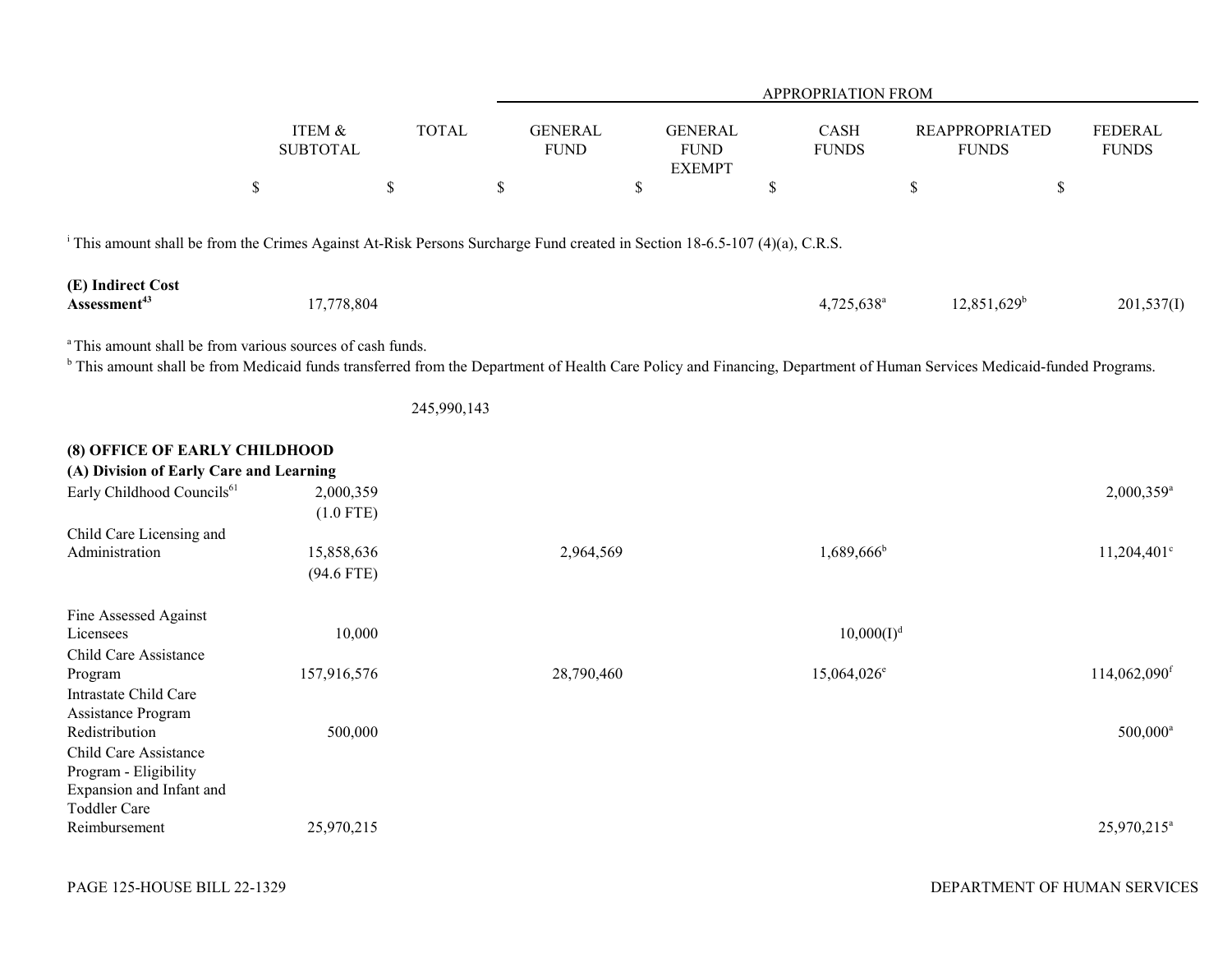| | ITEM & SUBTOTAL | TOTAL | APPROPRIATION FROM | | | | |
|---|---|---|---|---|---|---|---|
| | | | GENERAL FUND | GENERAL FUND EXEMPT | CASH FUNDS | REAPPROPRIATED FUNDS | FEDERAL FUNDS |
| | $ | $ | $ | $ | $ | $ | $ |

[i] This amount shall be from the Crimes Against At-Risk Persons Surcharge Fund created in Section 18-6.5-107 (4)(a), C.R.S.

| | ITEM & SUBTOTAL | TOTAL | GENERAL FUND | GENERAL FUND EXEMPT | CASH FUNDS | REAPPROPRIATED FUNDS | FEDERAL FUNDS |
|---|---|---|---|---|---|---|---|
| **(E) Indirect Cost Assessment**[43] | 17,778,804 | | | | 4,725,638[a] | 12,851,629[b] | 201,537(I) |

[a] This amount shall be from various sources of cash funds.
[b] This amount shall be from Medicaid funds transferred from the Department of Health Care Policy and Financing, Department of Human Services Medicaid-funded Programs.

| | ITEM & SUBTOTAL | TOTAL | GENERAL FUND | GENERAL FUND EXEMPT | CASH FUNDS | REAPPROPRIATED FUNDS | FEDERAL FUNDS |
|---|---|---|---|---|---|---|---|
| | | 245,990,143 | | | | | |

**(8) OFFICE OF EARLY CHILDHOOD**
**(A) Division of Early Care and Learning**

| | ITEM & SUBTOTAL | TOTAL | GENERAL FUND | GENERAL FUND EXEMPT | CASH FUNDS | REAPPROPRIATED FUNDS | FEDERAL FUNDS |
|---|---|---|---|---|---|---|---|
| Early Childhood Councils[61] | 2,000,359 (1.0 FTE) | | | | | | 2,000,359[a] |
| Child Care Licensing and Administration | 15,858,636 (94.6 FTE) | | 2,964,569 | | 1,689,666[b] | | 11,204,401[c] |
| Fine Assessed Against Licensees | 10,000 | | | | 10,000(I)[d] | | |
| Child Care Assistance Program | 157,916,576 | | 28,790,460 | | 15,064,026[e] | | 114,062,090[f] |
| Intrastate Child Care Assistance Program Redistribution | 500,000 | | | | | | 500,000[a] |
| Child Care Assistance Program - Eligibility Expansion and Infant and Toddler Care Reimbursement | 25,970,215 | | | | | | 25,970,215[a] |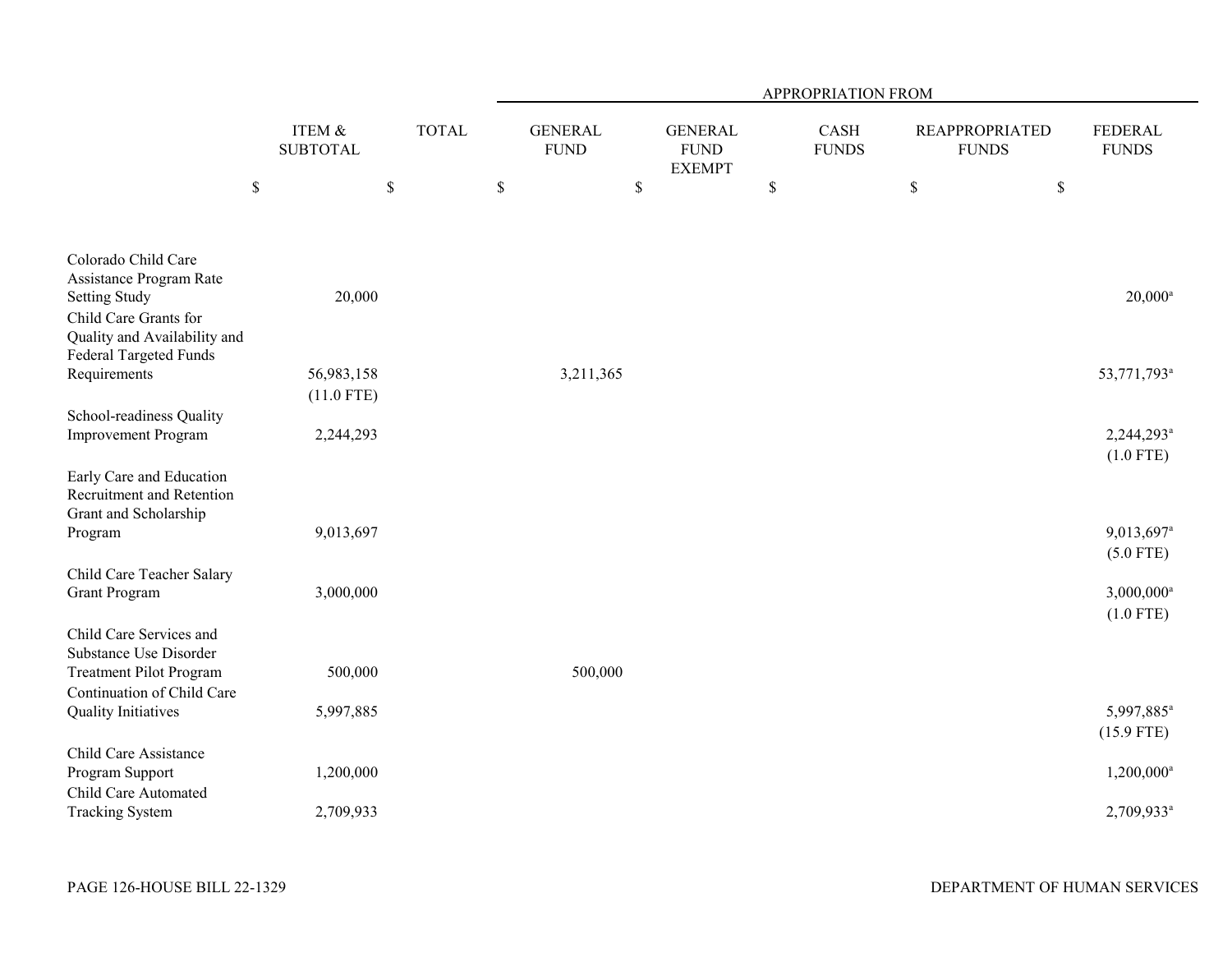| | ITEM & SUBTOTAL | TOTAL | APPROPRIATION FROM GENERAL FUND | GENERAL FUND EXEMPT | CASH FUNDS | REAPPROPRIATED FUNDS | FEDERAL FUNDS |
|---|---|---|---|---|---|---|---|
| | $ | $ | $ | $ | $ | $ | $ |
| Colorado Child Care Assistance Program Rate Setting Study | 20,000 | | | | | | 20,000[a] |
| Child Care Grants for Quality and Availability and Federal Targeted Funds Requirements | 56,983,158 (11.0 FTE) | | 3,211,365 | | | | 53,771,793[a] |
| School-readiness Quality Improvement Program | 2,244,293 | | | | | | 2,244,293[a] (1.0 FTE) |
| Early Care and Education Recruitment and Retention Grant and Scholarship Program | 9,013,697 | | | | | | 9,013,697[a] (5.0 FTE) |
| Child Care Teacher Salary Grant Program | 3,000,000 | | | | | | 3,000,000[a] (1.0 FTE) |
| Child Care Services and Substance Use Disorder Treatment Pilot Program | 500,000 | | 500,000 | | | | |
| Continuation of Child Care Quality Initiatives | 5,997,885 | | | | | | 5,997,885[a] (15.9 FTE) |
| Child Care Assistance Program Support | 1,200,000 | | | | | | 1,200,000[a] |
| Child Care Automated Tracking System | 2,709,933 | | | | | | 2,709,933[a] |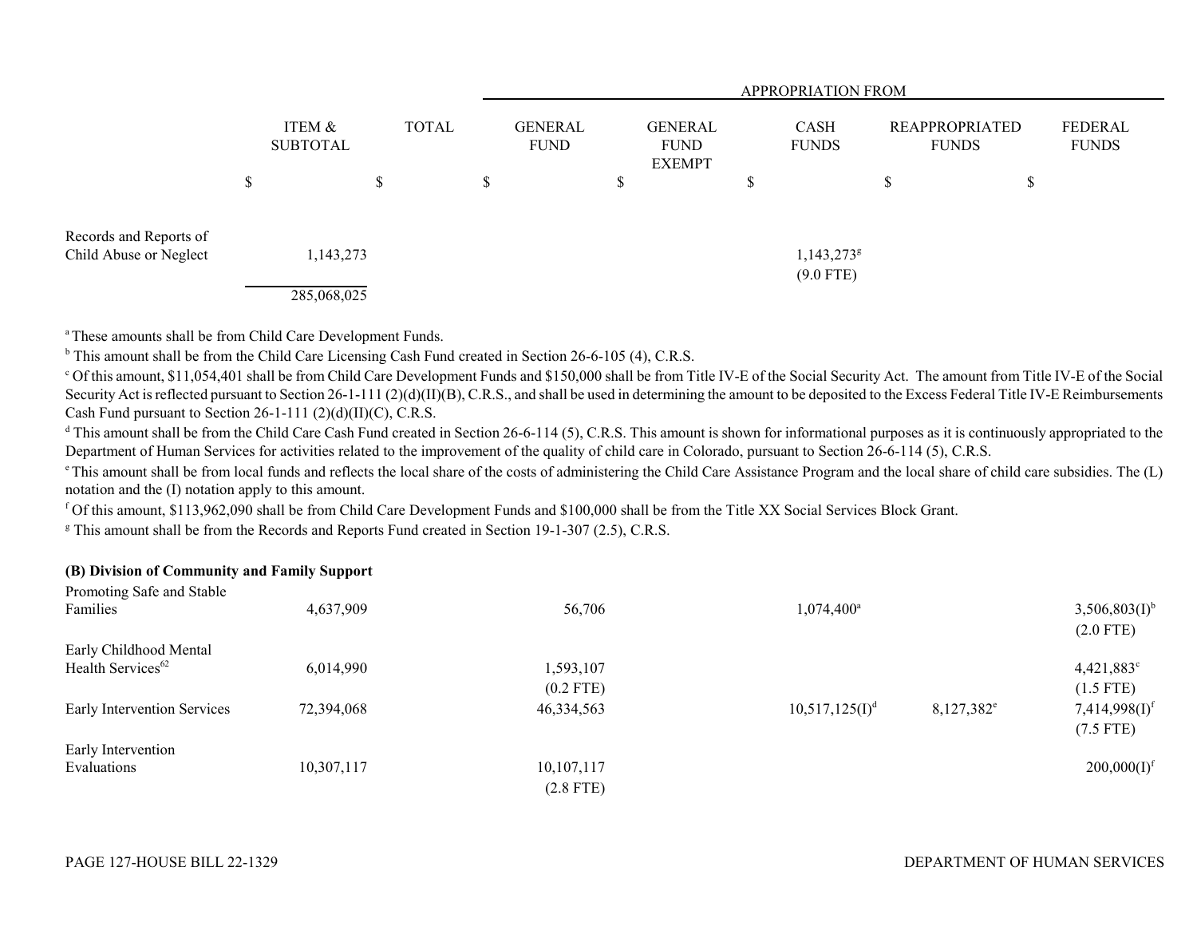| | ITEM & SUBTOTAL | TOTAL | APPROPRIATION FROM | | | | |
|---|---|---|---|---|---|---|---|
| | | | GENERAL FUND | GENERAL FUND EXEMPT | CASH FUNDS | REAPPROPRIATED FUNDS | FEDERAL FUNDS |
| | $ | $ | $ | $ | $ | $ | $ |
| Records and Reports of Child Abuse or Neglect | 1,143,273 | | | | 1,143,273[g] (9.0 FTE) | | |
| | 285,068,025 | | | | | | |

[a] These amounts shall be from Child Care Development Funds.

[b] This amount shall be from the Child Care Licensing Cash Fund created in Section 26-6-105 (4), C.R.S.

[c] Of this amount, $11,054,401 shall be from Child Care Development Funds and $150,000 shall be from Title IV-E of the Social Security Act. The amount from Title IV-E of the Social Security Act is reflected pursuant to Section 26-1-111 (2)(d)(II)(B), C.R.S., and shall be used in determining the amount to be deposited to the Excess Federal Title IV-E Reimbursements Cash Fund pursuant to Section 26-1-111 (2)(d)(II)(C), C.R.S.

[d] This amount shall be from the Child Care Cash Fund created in Section 26-6-114 (5), C.R.S. This amount is shown for informational purposes as it is continuously appropriated to the Department of Human Services for activities related to the improvement of the quality of child care in Colorado, pursuant to Section 26-6-114 (5), C.R.S.

[e] This amount shall be from local funds and reflects the local share of the costs of administering the Child Care Assistance Program and the local share of child care subsidies. The (L) notation and the (I) notation apply to this amount.

[f] Of this amount, $113,962,090 shall be from Child Care Development Funds and $100,000 shall be from the Title XX Social Services Block Grant.

[g] This amount shall be from the Records and Reports Fund created in Section 19-1-307 (2.5), C.R.S.

**(B) Division of Community and Family Support**

| | ITEM & SUBTOTAL | TOTAL | GENERAL FUND | GENERAL FUND EXEMPT | CASH FUNDS | REAPPROPRIATED FUNDS | FEDERAL FUNDS |
|---|---|---|---|---|---|---|---|
| Promoting Safe and Stable Families | 4,637,909 | | 56,706 | | 1,074,400[a] | | 3,506,803(I)[b] (2.0 FTE) |
| Early Childhood Mental Health Services[62] | 6,014,990 | | 1,593,107 (0.2 FTE) | | | | 4,421,883[c] (1.5 FTE) |
| Early Intervention Services | 72,394,068 | | 46,334,563 | | 10,517,125(I)[d] | 8,127,382[e] | 7,414,998(I)[f] (7.5 FTE) |
| Early Intervention Evaluations | 10,307,117 | | 10,107,117 (2.8 FTE) | | | | 200,000(I)[f] |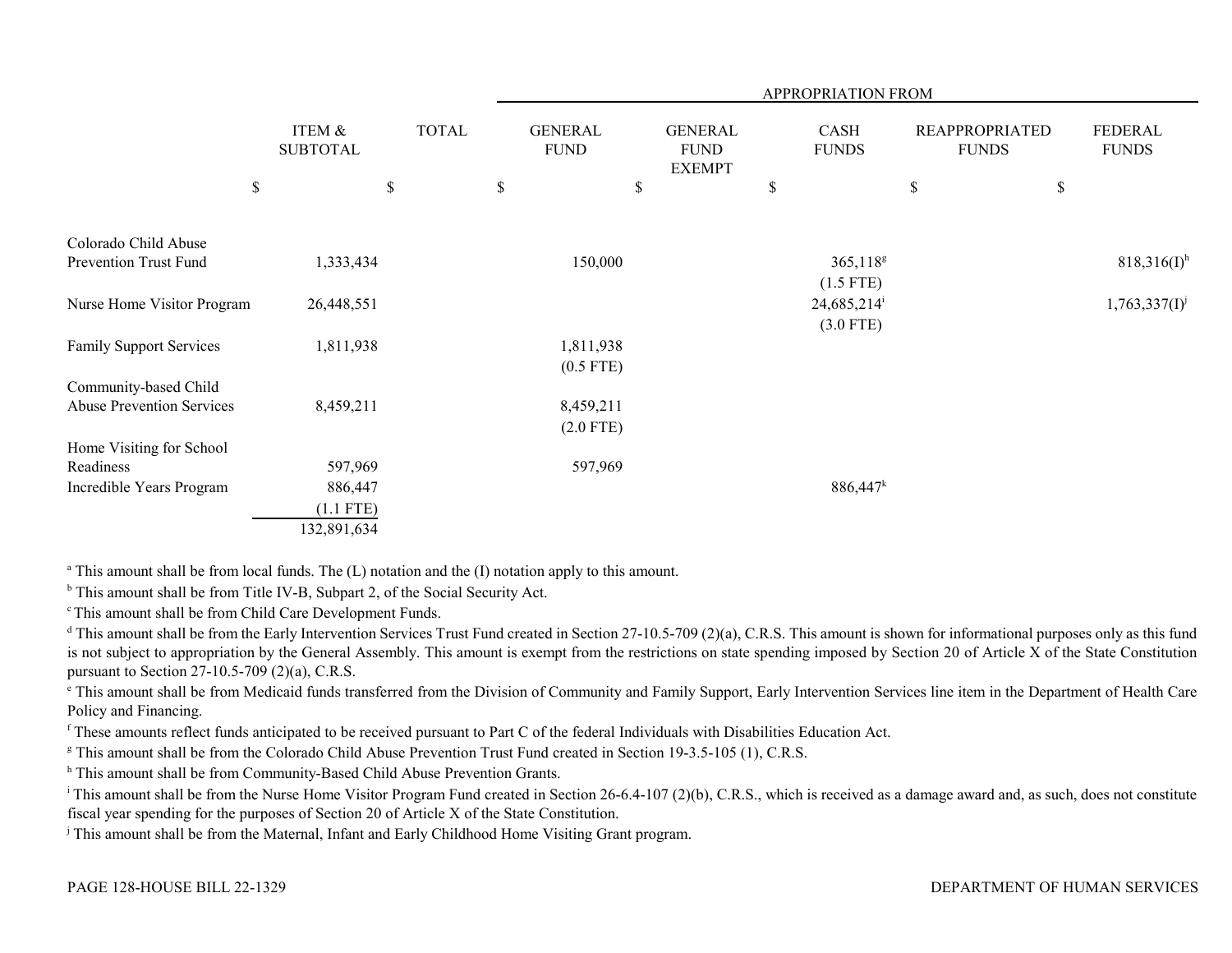| | ITEM & SUBTOTAL | TOTAL | APPROPRIATION FROM | | | | |
|---|---|---|---|---|---|---|---|
| | | | GENERAL FUND | GENERAL FUND EXEMPT | CASH FUNDS | REAPPROPRIATED FUNDS | FEDERAL FUNDS |
| | $ | $ | $ | $ | $ | $ | $ |
| Colorado Child Abuse Prevention Trust Fund | 1,333,434 | | 150,000 | | 365,118[g] (1.5 FTE) | | 818,316(I)[h] |
| Nurse Home Visitor Program | 26,448,551 | | | | 24,685,214[i] (3.0 FTE) | | 1,763,337(I)[j] |
| Family Support Services | 1,811,938 | | 1,811,938 (0.5 FTE) | | | | |
| Community-based Child Abuse Prevention Services | 8,459,211 | | 8,459,211 (2.0 FTE) | | | | |
| Home Visiting for School Readiness | 597,969 | | 597,969 | | | | |
| Incredible Years Program | 886,447 (1.1 FTE) | | | | 886,447[k] | | |
| | 132,891,634 | | | | | | |

[a] This amount shall be from local funds. The (L) notation and the (I) notation apply to this amount.

[b] This amount shall be from Title IV-B, Subpart 2, of the Social Security Act.

[c] This amount shall be from Child Care Development Funds.

[d] This amount shall be from the Early Intervention Services Trust Fund created in Section 27-10.5-709 (2)(a), C.R.S. This amount is shown for informational purposes only as this fund is not subject to appropriation by the General Assembly. This amount is exempt from the restrictions on state spending imposed by Section 20 of Article X of the State Constitution pursuant to Section 27-10.5-709 (2)(a), C.R.S.

[e] This amount shall be from Medicaid funds transferred from the Division of Community and Family Support, Early Intervention Services line item in the Department of Health Care Policy and Financing.

[f] These amounts reflect funds anticipated to be received pursuant to Part C of the federal Individuals with Disabilities Education Act.

[g] This amount shall be from the Colorado Child Abuse Prevention Trust Fund created in Section 19-3.5-105 (1), C.R.S.

[h] This amount shall be from Community-Based Child Abuse Prevention Grants.

[i] This amount shall be from the Nurse Home Visitor Program Fund created in Section 26-6.4-107 (2)(b), C.R.S., which is received as a damage award and, as such, does not constitute fiscal year spending for the purposes of Section 20 of Article X of the State Constitution.

[j] This amount shall be from the Maternal, Infant and Early Childhood Home Visiting Grant program.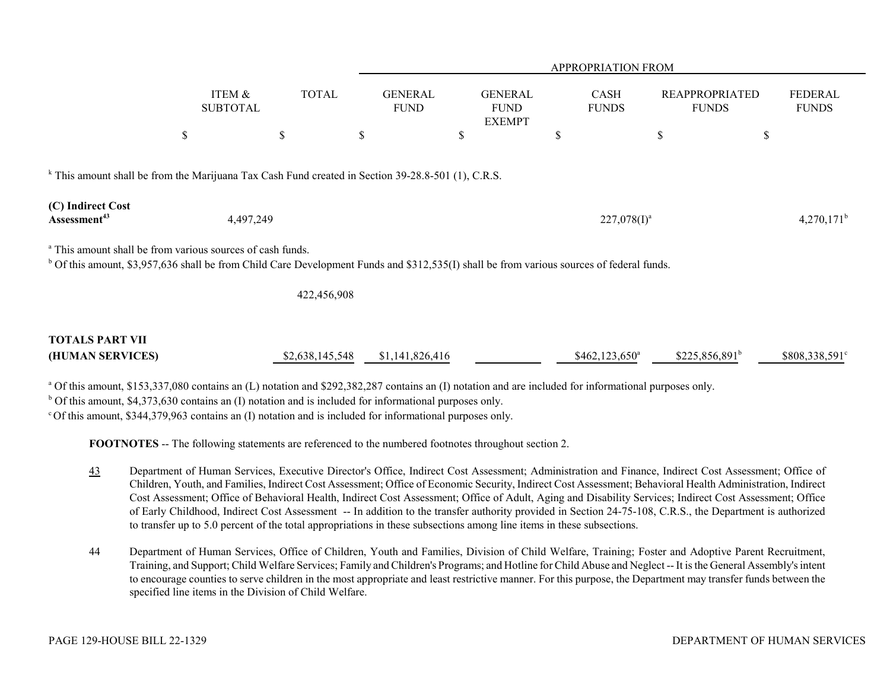| | ITEM & SUBTOTAL | TOTAL | APPROPRIATION FROM GENERAL FUND | GENERAL FUND EXEMPT | CASH FUNDS | REAPPROPRIATED FUNDS | FEDERAL FUNDS |
|---|---|---|---|---|---|---|---|
| | $ | $ | $ | $ | $ | $ | $ |

[k] This amount shall be from the Marijuana Tax Cash Fund created in Section 39-28.8-501 (1), C.R.S.

| | ITEM & SUBTOTAL | TOTAL | GENERAL FUND | GENERAL FUND EXEMPT | CASH FUNDS | REAPPROPRIATED FUNDS | FEDERAL FUNDS |
|---|---|---|---|---|---|---|---|
| **(C) Indirect Cost Assessment**[43] | 4,497,249 | | | | 227,078(I)[a] | | 4,270,171[b] |

[a] This amount shall be from various sources of cash funds.
[b] Of this amount, $3,957,636 shall be from Child Care Development Funds and $312,535(I) shall be from various sources of federal funds.

| | ITEM & SUBTOTAL | TOTAL | GENERAL FUND | GENERAL FUND EXEMPT | CASH FUNDS | REAPPROPRIATED FUNDS | FEDERAL FUNDS |
|---|---|---|---|---|---|---|---|
| | | 422,456,908 | | | | | |
| **TOTALS PART VII (HUMAN SERVICES)** | | $2,638,145,548 | $1,141,826,416 | | $462,123,650[a] | $225,856,891[b] | $808,338,591[c] |

[a] Of this amount, $153,337,080 contains an (L) notation and $292,382,287 contains an (I) notation and are included for informational purposes only.
[b] Of this amount, $4,373,630 contains an (I) notation and is included for informational purposes only.
[c] Of this amount, $344,379,963 contains an (I) notation and is included for informational purposes only.

**FOOTNOTES** -- The following statements are referenced to the numbered footnotes throughout section 2.

43 Department of Human Services, Executive Director's Office, Indirect Cost Assessment; Administration and Finance, Indirect Cost Assessment; Office of Children, Youth, and Families, Indirect Cost Assessment; Office of Economic Security, Indirect Cost Assessment; Behavioral Health Administration, Indirect Cost Assessment; Office of Behavioral Health, Indirect Cost Assessment; Office of Adult, Aging and Disability Services; Indirect Cost Assessment; Office of Early Childhood, Indirect Cost Assessment -- In addition to the transfer authority provided in Section 24-75-108, C.R.S., the Department is authorized to transfer up to 5.0 percent of the total appropriations in these subsections among line items in these subsections.

44 Department of Human Services, Office of Children, Youth and Families, Division of Child Welfare, Training; Foster and Adoptive Parent Recruitment, Training, and Support; Child Welfare Services; Family and Children's Programs; and Hotline for Child Abuse and Neglect -- It is the General Assembly's intent to encourage counties to serve children in the most appropriate and least restrictive manner. For this purpose, the Department may transfer funds between the specified line items in the Division of Child Welfare.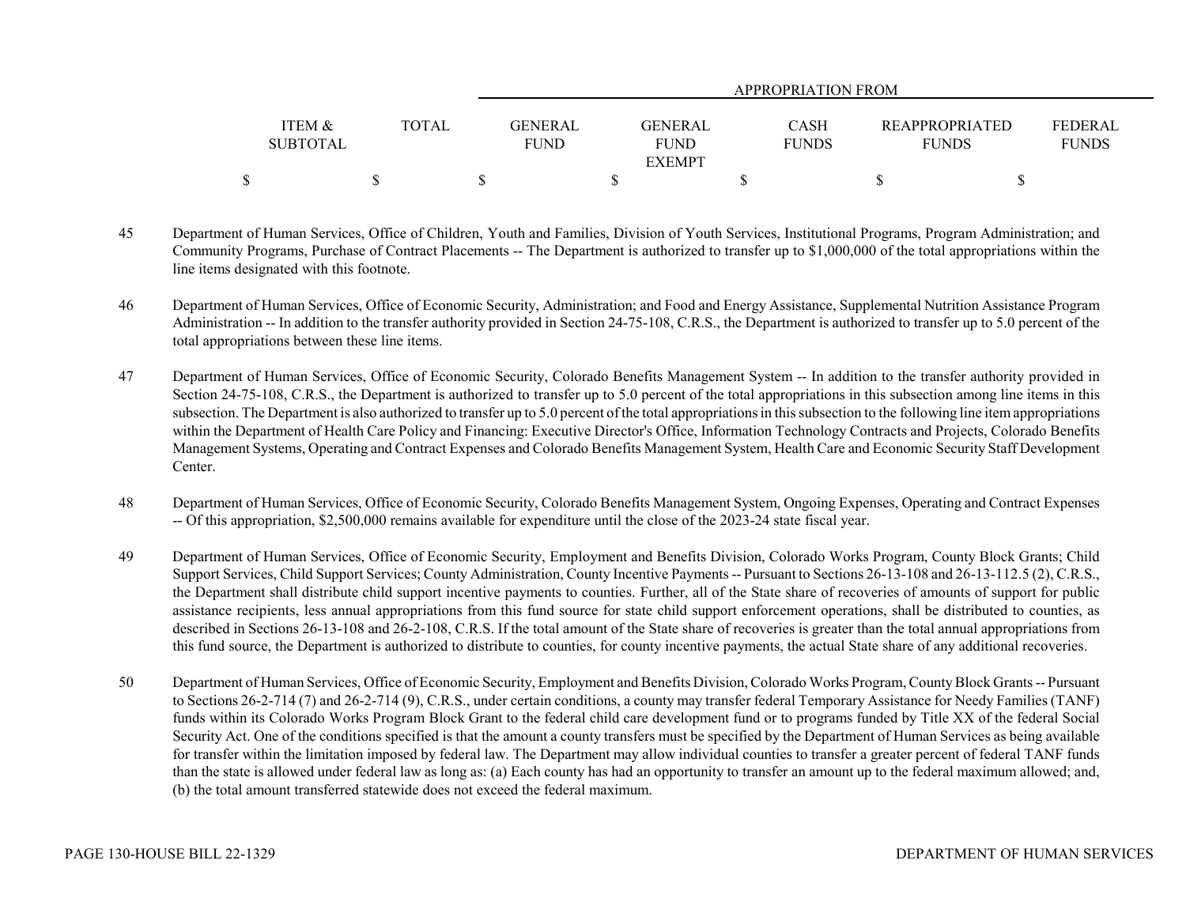| ITEM & SUBTOTAL | TOTAL | APPROPRIATION FROM GENERAL FUND | GENERAL FUND EXEMPT | CASH FUNDS | REAPPROPRIATED FUNDS | FEDERAL FUNDS |
|---|---|---|---|---|---|---|
| $ | $ | $ | $ | $ | $ | $ |

45 Department of Human Services, Office of Children, Youth and Families, Division of Youth Services, Institutional Programs, Program Administration; and Community Programs, Purchase of Contract Placements -- The Department is authorized to transfer up to $1,000,000 of the total appropriations within the line items designated with this footnote.

46 Department of Human Services, Office of Economic Security, Administration; and Food and Energy Assistance, Supplemental Nutrition Assistance Program Administration -- In addition to the transfer authority provided in Section 24-75-108, C.R.S., the Department is authorized to transfer up to 5.0 percent of the total appropriations between these line items.

47 Department of Human Services, Office of Economic Security, Colorado Benefits Management System -- In addition to the transfer authority provided in Section 24-75-108, C.R.S., the Department is authorized to transfer up to 5.0 percent of the total appropriations in this subsection among line items in this subsection. The Department is also authorized to transfer up to 5.0 percent of the total appropriations in this subsection to the following line item appropriations within the Department of Health Care Policy and Financing: Executive Director's Office, Information Technology Contracts and Projects, Colorado Benefits Management Systems, Operating and Contract Expenses and Colorado Benefits Management System, Health Care and Economic Security Staff Development Center.

48 Department of Human Services, Office of Economic Security, Colorado Benefits Management System, Ongoing Expenses, Operating and Contract Expenses -- Of this appropriation, $2,500,000 remains available for expenditure until the close of the 2023-24 state fiscal year.

49 Department of Human Services, Office of Economic Security, Employment and Benefits Division, Colorado Works Program, County Block Grants; Child Support Services, Child Support Services; County Administration, County Incentive Payments -- Pursuant to Sections 26-13-108 and 26-13-112.5 (2), C.R.S., the Department shall distribute child support incentive payments to counties. Further, all of the State share of recoveries of amounts of support for public assistance recipients, less annual appropriations from this fund source for state child support enforcement operations, shall be distributed to counties, as described in Sections 26-13-108 and 26-2-108, C.R.S. If the total amount of the State share of recoveries is greater than the total annual appropriations from this fund source, the Department is authorized to distribute to counties, for county incentive payments, the actual State share of any additional recoveries.

50 Department of Human Services, Office of Economic Security, Employment and Benefits Division, Colorado Works Program, County Block Grants -- Pursuant to Sections 26-2-714 (7) and 26-2-714 (9), C.R.S., under certain conditions, a county may transfer federal Temporary Assistance for Needy Families (TANF) funds within its Colorado Works Program Block Grant to the federal child care development fund or to programs funded by Title XX of the federal Social Security Act. One of the conditions specified is that the amount a county transfers must be specified by the Department of Human Services as being available for transfer within the limitation imposed by federal law. The Department may allow individual counties to transfer a greater percent of federal TANF funds than the state is allowed under federal law as long as: (a) Each county has had an opportunity to transfer an amount up to the federal maximum allowed; and, (b) the total amount transferred statewide does not exceed the federal maximum.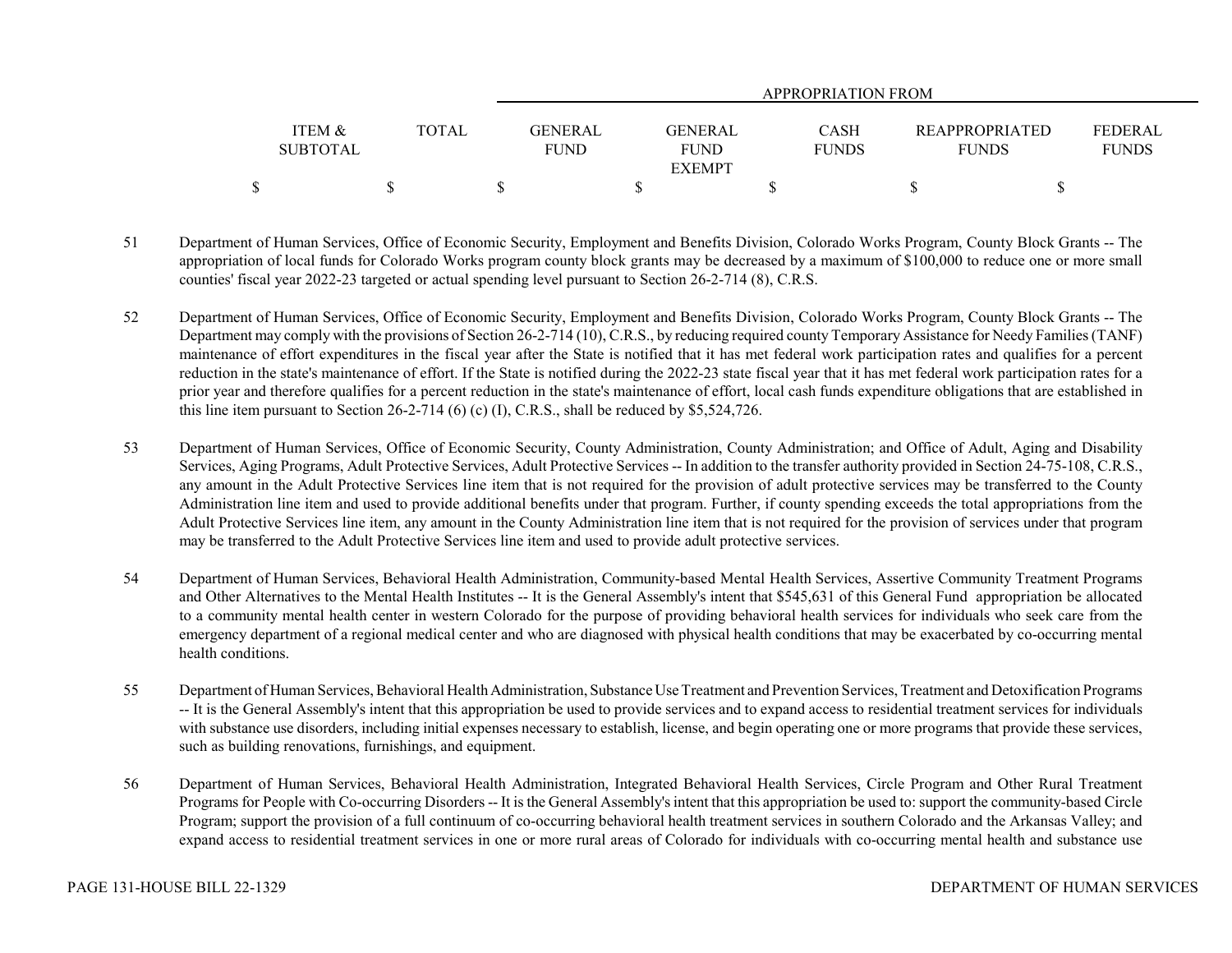| ITEM & SUBTOTAL | TOTAL | GENERAL FUND | GENERAL FUND EXEMPT | CASH FUNDS | REAPPROPRIATED FUNDS | FEDERAL FUNDS |
|---|---|---|---|---|---|---|
| $ | $ | $ | $ | $ | $ | $ |

51 Department of Human Services, Office of Economic Security, Employment and Benefits Division, Colorado Works Program, County Block Grants -- The appropriation of local funds for Colorado Works program county block grants may be decreased by a maximum of $100,000 to reduce one or more small counties' fiscal year 2022-23 targeted or actual spending level pursuant to Section 26-2-714 (8), C.R.S.

52 Department of Human Services, Office of Economic Security, Employment and Benefits Division, Colorado Works Program, County Block Grants -- The Department may comply with the provisions of Section 26-2-714 (10), C.R.S., by reducing required county Temporary Assistance for Needy Families (TANF) maintenance of effort expenditures in the fiscal year after the State is notified that it has met federal work participation rates and qualifies for a percent reduction in the state's maintenance of effort. If the State is notified during the 2022-23 state fiscal year that it has met federal work participation rates for a prior year and therefore qualifies for a percent reduction in the state's maintenance of effort, local cash funds expenditure obligations that are established in this line item pursuant to Section 26-2-714 (6) (c) (I), C.R.S., shall be reduced by $5,524,726.

53 Department of Human Services, Office of Economic Security, County Administration, County Administration; and Office of Adult, Aging and Disability Services, Aging Programs, Adult Protective Services, Adult Protective Services -- In addition to the transfer authority provided in Section 24-75-108, C.R.S., any amount in the Adult Protective Services line item that is not required for the provision of adult protective services may be transferred to the County Administration line item and used to provide additional benefits under that program. Further, if county spending exceeds the total appropriations from the Adult Protective Services line item, any amount in the County Administration line item that is not required for the provision of services under that program may be transferred to the Adult Protective Services line item and used to provide adult protective services.

54 Department of Human Services, Behavioral Health Administration, Community-based Mental Health Services, Assertive Community Treatment Programs and Other Alternatives to the Mental Health Institutes -- It is the General Assembly's intent that $545,631 of this General Fund appropriation be allocated to a community mental health center in western Colorado for the purpose of providing behavioral health services for individuals who seek care from the emergency department of a regional medical center and who are diagnosed with physical health conditions that may be exacerbated by co-occurring mental health conditions.

55 Department of Human Services, Behavioral Health Administration, Substance Use Treatment and Prevention Services, Treatment and Detoxification Programs -- It is the General Assembly's intent that this appropriation be used to provide services and to expand access to residential treatment services for individuals with substance use disorders, including initial expenses necessary to establish, license, and begin operating one or more programs that provide these services, such as building renovations, furnishings, and equipment.

56 Department of Human Services, Behavioral Health Administration, Integrated Behavioral Health Services, Circle Program and Other Rural Treatment Programs for People with Co-occurring Disorders -- It is the General Assembly's intent that this appropriation be used to: support the community-based Circle Program; support the provision of a full continuum of co-occurring behavioral health treatment services in southern Colorado and the Arkansas Valley; and expand access to residential treatment services in one or more rural areas of Colorado for individuals with co-occurring mental health and substance use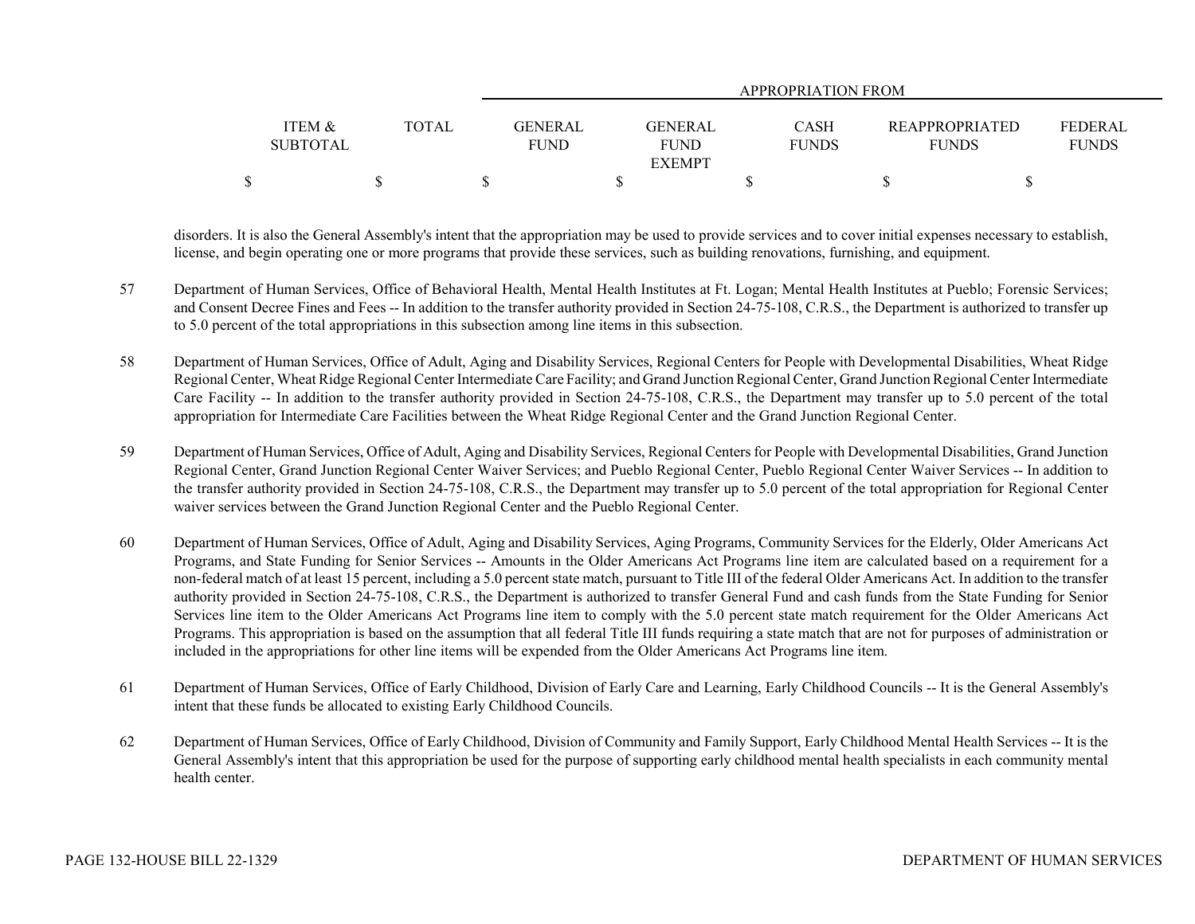| | | | APPROPRIATION FROM | | | | |
|---|---|---|---|---|---|---|---|
| | ITEM & SUBTOTAL | TOTAL | GENERAL FUND | GENERAL FUND EXEMPT | CASH FUNDS | REAPPROPRIATED FUNDS | FEDERAL FUNDS |
| | $ | $ | $ | $ | $ | $ | $ |

disorders. It is also the General Assembly's intent that the appropriation may be used to provide services and to cover initial expenses necessary to establish, license, and begin operating one or more programs that provide these services, such as building renovations, furnishing, and equipment.

57 Department of Human Services, Office of Behavioral Health, Mental Health Institutes at Ft. Logan; Mental Health Institutes at Pueblo; Forensic Services; and Consent Decree Fines and Fees -- In addition to the transfer authority provided in Section 24-75-108, C.R.S., the Department is authorized to transfer up to 5.0 percent of the total appropriations in this subsection among line items in this subsection.

58 Department of Human Services, Office of Adult, Aging and Disability Services, Regional Centers for People with Developmental Disabilities, Wheat Ridge Regional Center, Wheat Ridge Regional Center Intermediate Care Facility; and Grand Junction Regional Center, Grand Junction Regional Center Intermediate Care Facility -- In addition to the transfer authority provided in Section 24-75-108, C.R.S., the Department may transfer up to 5.0 percent of the total appropriation for Intermediate Care Facilities between the Wheat Ridge Regional Center and the Grand Junction Regional Center.

59 Department of Human Services, Office of Adult, Aging and Disability Services, Regional Centers for People with Developmental Disabilities, Grand Junction Regional Center, Grand Junction Regional Center Waiver Services; and Pueblo Regional Center, Pueblo Regional Center Waiver Services -- In addition to the transfer authority provided in Section 24-75-108, C.R.S., the Department may transfer up to 5.0 percent of the total appropriation for Regional Center waiver services between the Grand Junction Regional Center and the Pueblo Regional Center.

60 Department of Human Services, Office of Adult, Aging and Disability Services, Aging Programs, Community Services for the Elderly, Older Americans Act Programs, and State Funding for Senior Services -- Amounts in the Older Americans Act Programs line item are calculated based on a requirement for a non-federal match of at least 15 percent, including a 5.0 percent state match, pursuant to Title III of the federal Older Americans Act. In addition to the transfer authority provided in Section 24-75-108, C.R.S., the Department is authorized to transfer General Fund and cash funds from the State Funding for Senior Services line item to the Older Americans Act Programs line item to comply with the 5.0 percent state match requirement for the Older Americans Act Programs. This appropriation is based on the assumption that all federal Title III funds requiring a state match that are not for purposes of administration or included in the appropriations for other line items will be expended from the Older Americans Act Programs line item.

61 Department of Human Services, Office of Early Childhood, Division of Early Care and Learning, Early Childhood Councils -- It is the General Assembly's intent that these funds be allocated to existing Early Childhood Councils.

62 Department of Human Services, Office of Early Childhood, Division of Community and Family Support, Early Childhood Mental Health Services -- It is the General Assembly's intent that this appropriation be used for the purpose of supporting early childhood mental health specialists in each community mental health center.